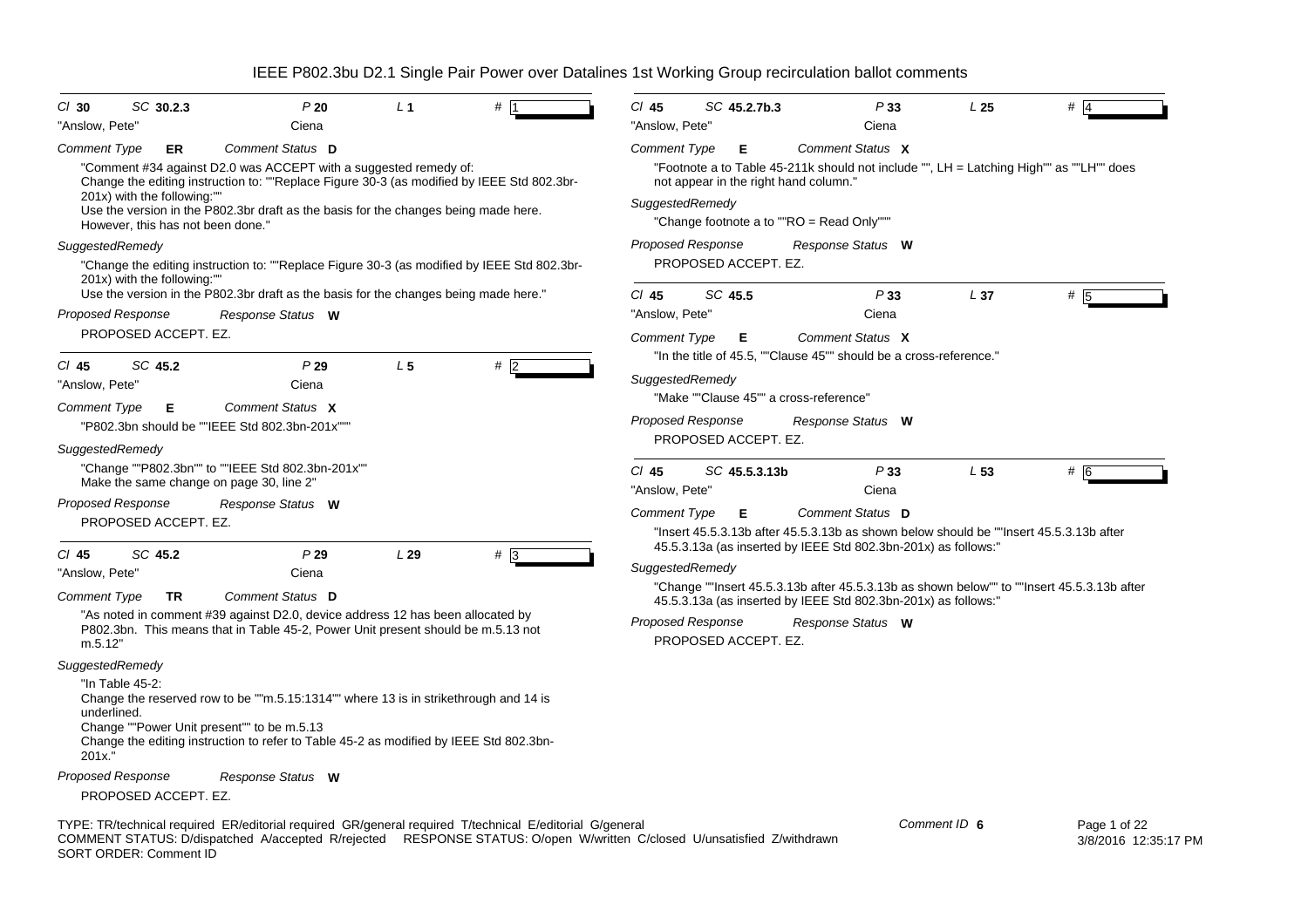# IEEE P802.3bu D2.1 Single Pair Power over Datalines 1st Working Group recirculation ballot comments

---

*Cl* **30** *SC* **30.2.3** *P* **20** *L* **1** *#* **1**

"Anslow, Pete" Ciena

*Comment Type* **ER** *Comment Status* **D**

"Comment #34 against D2.0 was ACCEPT with a suggested remedy of:
Change the editing instruction to: ""Replace Figure 30-3 (as modified by IEEE Std 802.3br-201x) with the following:""
Use the version in the P802.3br draft as the basis for the changes being made here.
However, this has not been done."

*SuggestedRemedy*

"Change the editing instruction to: ""Replace Figure 30-3 (as modified by IEEE Std 802.3br-201x) with the following:""
Use the version in the P802.3br draft as the basis for the changes being made here."

*Proposed Response* *Response Status* **W**

PROPOSED ACCEPT. EZ.

---

*Cl* **45** *SC* **45.2** *P* **29** *L* **5** *#* **2**

"Anslow, Pete" Ciena

*Comment Type* **E** *Comment Status* **X**

"P802.3bn should be ""IEEE Std 802.3bn-201x"""

*SuggestedRemedy*

"Change ""P802.3bn"" to ""IEEE Std 802.3bn-201x""
Make the same change on page 30, line 2"

*Proposed Response* *Response Status* **W**

PROPOSED ACCEPT. EZ.

---

*Cl* **45** *SC* **45.2** *P* **29** *L* **29** *#* **3**

"Anslow, Pete" Ciena

*Comment Type* **TR** *Comment Status* **D**

"As noted in comment #39 against D2.0, device address 12 has been allocated by P802.3bn. This means that in Table 45-2, Power Unit present should be m.5.13 not m.5.12"

*SuggestedRemedy*

"In Table 45-2:
Change the reserved row to be ""m.5.15:1314"" where 13 is in strikethrough and 14 is underlined.
Change ""Power Unit present"" to be m.5.13
Change the editing instruction to refer to Table 45-2 as modified by IEEE Std 802.3bn-201x."

*Proposed Response* *Response Status* **W**

PROPOSED ACCEPT. EZ.

---

*Cl* **45** *SC* **45.2.7b.3** *P* **33** *L* **25** *#* **4**

"Anslow, Pete" Ciena

*Comment Type* **E** *Comment Status* **X**

"Footnote a to Table 45-211k should not include "", LH = Latching High"" as ""LH"" does not appear in the right hand column."

*SuggestedRemedy*

"Change footnote a to ""RO = Read Only"""

*Proposed Response* *Response Status* **W**

PROPOSED ACCEPT. EZ.

---

*Cl* **45** *SC* **45.5** *P* **33** *L* **37** *#* **5**

"Anslow, Pete" Ciena

*Comment Type* **E** *Comment Status* **X**

"In the title of 45.5, ""Clause 45"" should be a cross-reference."

*SuggestedRemedy*

"Make ""Clause 45"" a cross-reference"

*Proposed Response* *Response Status* **W**

PROPOSED ACCEPT. EZ.

---

*Cl* **45** *SC* **45.5.3.13b** *P* **33** *L* **53** *#* **6**

"Anslow, Pete" Ciena

*Comment Type* **E** *Comment Status* **D**

"Insert 45.5.3.13b after 45.5.3.13b as shown below should be ""Insert 45.5.3.13b after 45.5.3.13a (as inserted by IEEE Std 802.3bn-201x) as follows:"

*SuggestedRemedy*

"Change ""Insert 45.5.3.13b after 45.5.3.13b as shown below"" to ""Insert 45.5.3.13b after 45.5.3.13a (as inserted by IEEE Std 802.3bn-201x) as follows:"

*Proposed Response* *Response Status* **W**

PROPOSED ACCEPT. EZ.

---

TYPE: TR/technical required ER/editorial required GR/general required T/technical E/editorial G/general
COMMENT STATUS: D/dispatched A/accepted R/rejected RESPONSE STATUS: O/open W/written C/closed U/unsatisfied Z/withdrawn
SORT ORDER: Comment ID

Comment ID **6**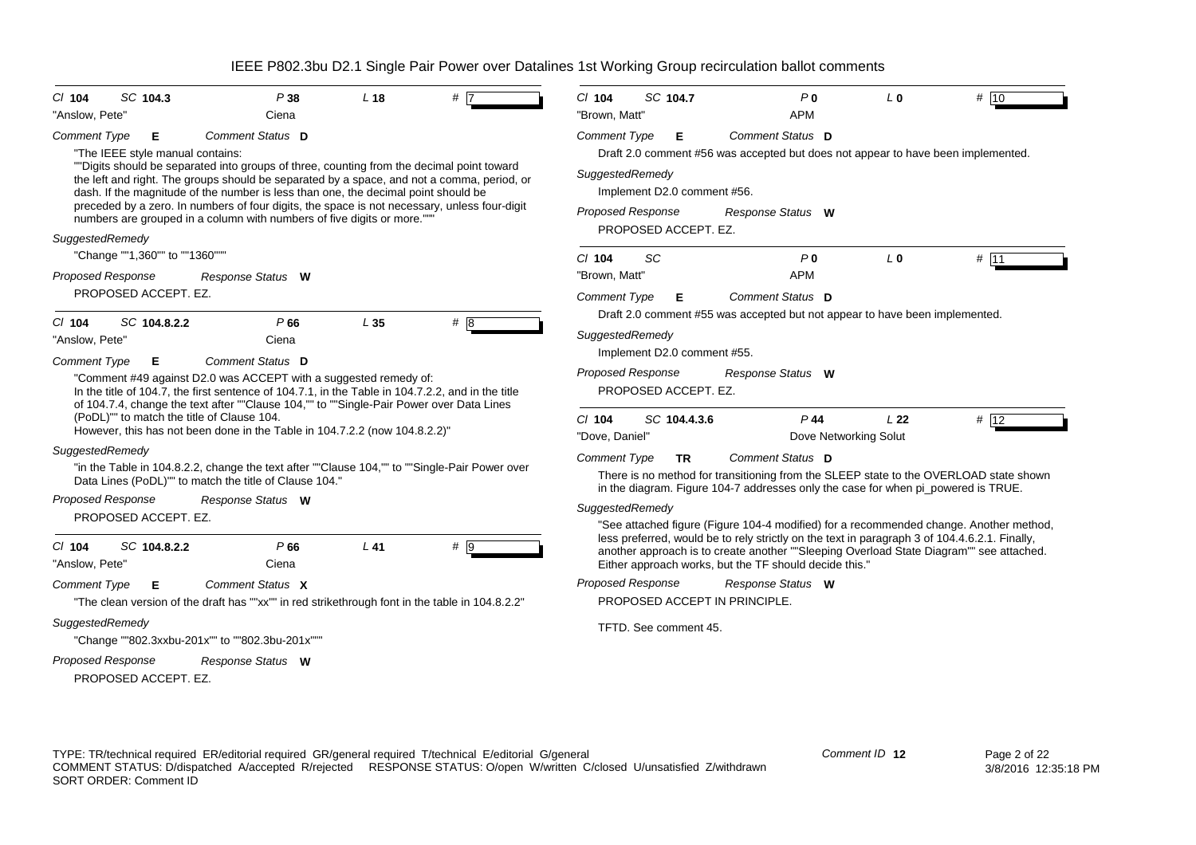# IEEE P802.3bu D2.1 Single Pair Power over Datalines 1st Working Group recirculation ballot comments

**Cl** 104 **SC** 104.3 **P** 38 **L** 18 **#** 7

"Anslow, Pete" Ciena

*Comment Type* **E** *Comment Status* **D**

"The IEEE style manual contains:
""Digits should be separated into groups of three, counting from the decimal point toward the left and right. The groups should be separated by a space, and not a comma, period, or dash. If the magnitude of the number is less than one, the decimal point should be preceded by a zero. In numbers of four digits, the space is not necessary, unless four-digit numbers are grouped in a column with numbers of five digits or more."""

*SuggestedRemedy*

"Change ""1,360"" to ""1360"""

*Proposed Response* *Response Status* **W**

PROPOSED ACCEPT. EZ.

---

**Cl** 104 **SC** 104.8.2.2 **P** 66 **L** 35 **#** 8

"Anslow, Pete" Ciena

*Comment Type* **E** *Comment Status* **D**

"Comment #49 against D2.0 was ACCEPT with a suggested remedy of:
In the title of 104.7, the first sentence of 104.7.1, in the Table in 104.7.2.2, and in the title of 104.7.4, change the text after ""Clause 104,"" to ""Single-Pair Power over Data Lines (PoDL)"" to match the title of Clause 104.
However, this has not been done in the Table in 104.7.2.2 (now 104.8.2.2)"

*SuggestedRemedy*

"in the Table in 104.8.2.2, change the text after ""Clause 104,"" to ""Single-Pair Power over Data Lines (PoDL)"" to match the title of Clause 104."

*Proposed Response* *Response Status* **W**

PROPOSED ACCEPT. EZ.

---

**Cl** 104 **SC** 104.8.2.2 **P** 66 **L** 41 **#** 9

"Anslow, Pete" Ciena

*Comment Type* **E** *Comment Status* **X**

"The clean version of the draft has ""xx"" in red strikethrough font in the table in 104.8.2.2"

*SuggestedRemedy*

"Change ""802.3xxbu-201x"" to ""802.3bu-201x"""

*Proposed Response* *Response Status* **W**

PROPOSED ACCEPT. EZ.

---

**Cl** 104 **SC** 104.7 **P** 0 **L** 0 **#** 10

"Brown, Matt" APM

*Comment Type* **E** *Comment Status* **D**

Draft 2.0 comment #56 was accepted but does not appear to have been implemented.

*SuggestedRemedy*

Implement D2.0 comment #56.

*Proposed Response* *Response Status* **W**

PROPOSED ACCEPT. EZ.

---

**Cl** 104 **SC** **P** 0 **L** 0 **#** 11

"Brown, Matt" APM

*Comment Type* **E** *Comment Status* **D**

Draft 2.0 comment #55 was accepted but not appear to have been implemented.

*SuggestedRemedy*

Implement D2.0 comment #55.

*Proposed Response* *Response Status* **W**

PROPOSED ACCEPT. EZ.

---

**Cl** 104 **SC** 104.4.3.6 **P** 44 **L** 22 **#** 12

"Dove, Daniel" Dove Networking Solut

*Comment Type* **TR** *Comment Status* **D**

There is no method for transitioning from the SLEEP state to the OVERLOAD state shown in the diagram. Figure 104-7 addresses only the case for when pi_powered is TRUE.

*SuggestedRemedy*

"See attached figure (Figure 104-4 modified) for a recommended change. Another method, less preferred, would be to rely strictly on the text in paragraph 3 of 104.4.6.2.1. Finally, another approach is to create another ""Sleeping Overload State Diagram"" see attached. Either approach works, but the TF should decide this."

*Proposed Response* *Response Status* **W**

PROPOSED ACCEPT IN PRINCIPLE.

TFTD. See comment 45.

---

TYPE: TR/technical required ER/editorial required GR/general required T/technical E/editorial G/general
COMMENT STATUS: D/dispatched A/accepted R/rejected RESPONSE STATUS: O/open W/written C/closed U/unsatisfied Z/withdrawn
SORT ORDER: Comment ID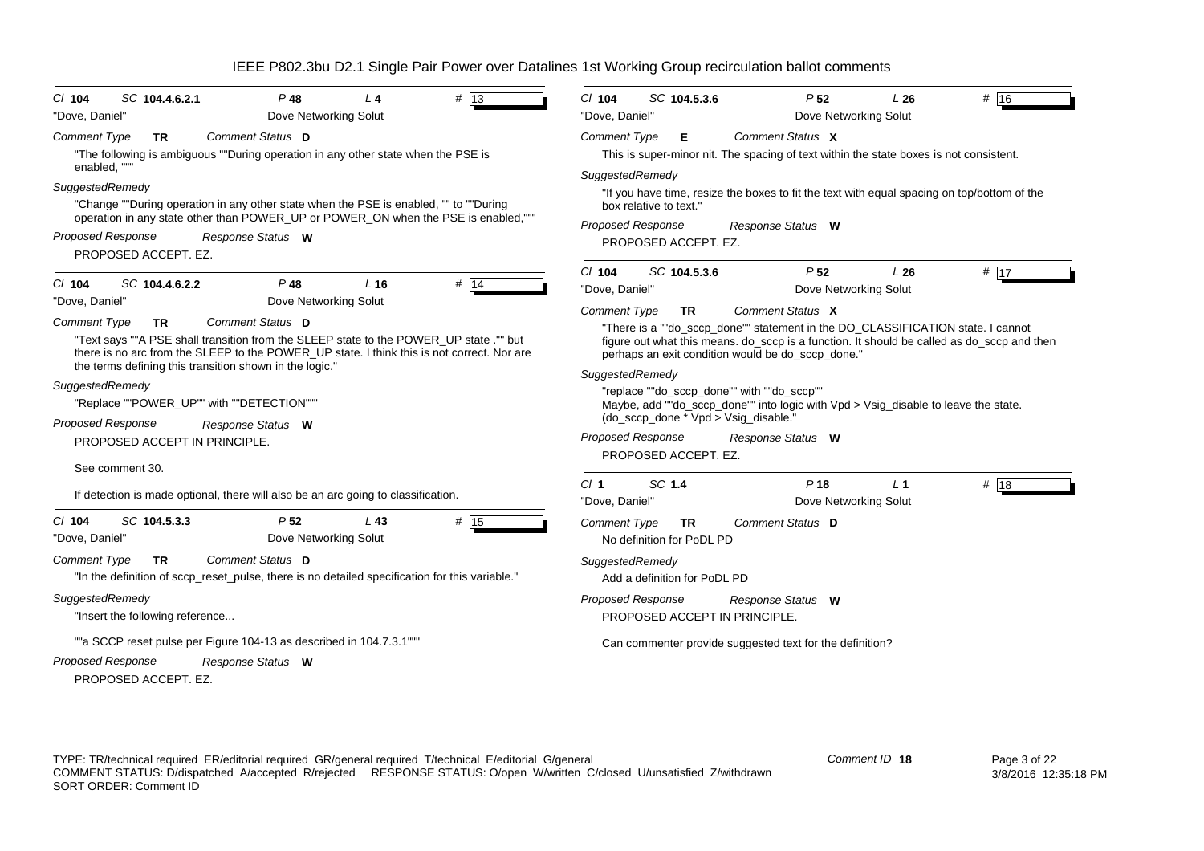Cl **104** SC **104.4.6.2.1** P **48** L **4** # **13**

"Dove, Daniel" Dove Networking Solut

*Comment Type* **TR** *Comment Status* **D**

"The following is ambiguous ""During operation in any other state when the PSE is enabled, """

*SuggestedRemedy*

"Change ""During operation in any other state when the PSE is enabled, "" to ""During operation in any state other than POWER_UP or POWER_ON when the PSE is enabled,"""

*Proposed Response* *Response Status* **W**

PROPOSED ACCEPT. EZ.

---

Cl **104** SC **104.4.6.2.2** P **48** L **16** # **14**

"Dove, Daniel" Dove Networking Solut

*Comment Type* **TR** *Comment Status* **D**

"Text says ""A PSE shall transition from the SLEEP state to the POWER_UP state ."" but there is no arc from the SLEEP to the POWER_UP state. I think this is not correct. Nor are the terms defining this transition shown in the logic."

*SuggestedRemedy*

"Replace ""POWER_UP"" with ""DETECTION"""

*Proposed Response* *Response Status* **W**

PROPOSED ACCEPT IN PRINCIPLE.

See comment 30.

If detection is made optional, there will also be an arc going to classification.

---

Cl **104** SC **104.5.3.3** P **52** L **43** # **15**

"Dove, Daniel" Dove Networking Solut

*Comment Type* **TR** *Comment Status* **D**

"In the definition of sccp_reset_pulse, there is no detailed specification for this variable."

*SuggestedRemedy*

"Insert the following reference...

""a SCCP reset pulse per Figure 104-13 as described in 104.7.3.1"""

*Proposed Response* *Response Status* **W**

PROPOSED ACCEPT. EZ.

---

Cl **104** SC **104.5.3.6** P **52** L **26** # **16**

"Dove, Daniel" Dove Networking Solut

*Comment Type* **E** *Comment Status* **X**

This is super-minor nit. The spacing of text within the state boxes is not consistent.

*SuggestedRemedy*

"If you have time, resize the boxes to fit the text with equal spacing on top/bottom of the box relative to text."

*Proposed Response* *Response Status* **W**

PROPOSED ACCEPT. EZ.

---

Cl **104** SC **104.5.3.6** P **52** L **26** # **17**

"Dove, Daniel" Dove Networking Solut

*Comment Type* **TR** *Comment Status* **X**

"There is a ""do_sccp_done"" statement in the DO_CLASSIFICATION state. I cannot figure out what this means. do_sccp is a function. It should be called as do_sccp and then perhaps an exit condition would be do_sccp_done."

*SuggestedRemedy*

"replace ""do_sccp_done"" with ""do_sccp""
Maybe, add ""do_sccp_done"" into logic with Vpd > Vsig_disable to leave the state. (do_sccp_done * Vpd > Vsig_disable."

*Proposed Response* *Response Status* **W**

PROPOSED ACCEPT. EZ.

---

Cl **1** SC **1.4** P **18** L **1** # **18**

"Dove, Daniel" Dove Networking Solut

*Comment Type* **TR** *Comment Status* **D**

No definition for PoDL PD

*SuggestedRemedy*

Add a definition for PoDL PD

*Proposed Response* *Response Status* **W**

PROPOSED ACCEPT IN PRINCIPLE.

Can commenter provide suggested text for the definition?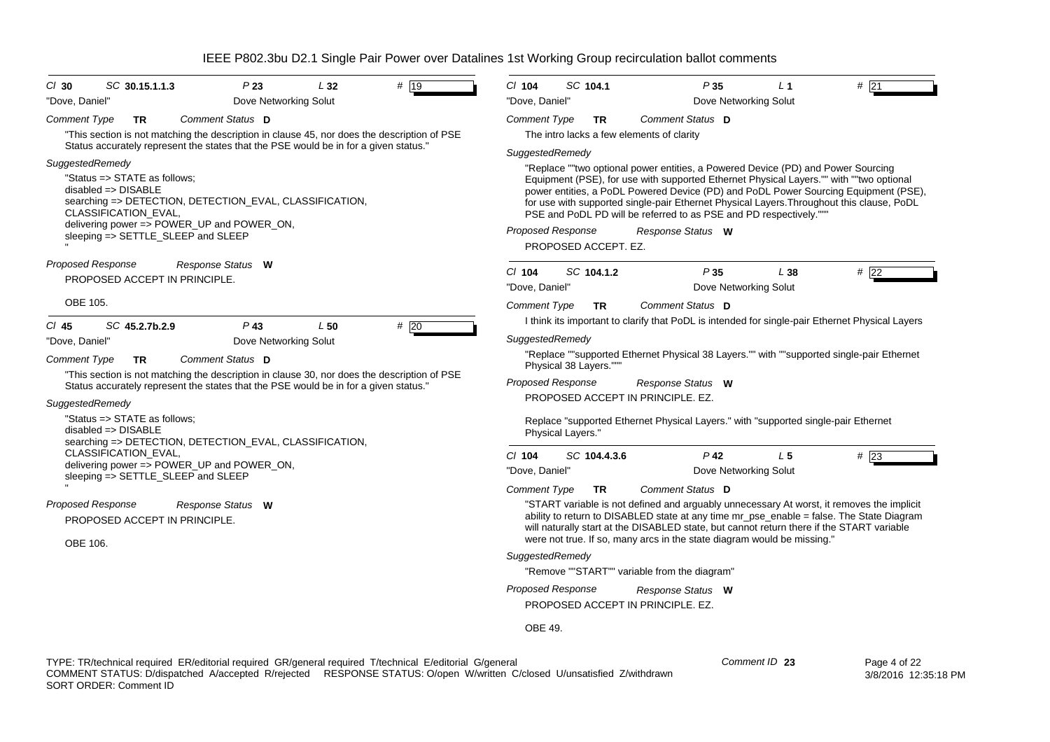# IEEE P802.3bu D2.1 Single Pair Power over Datalines 1st Working Group recirculation ballot comments

Cl **30** SC **30.15.1.1.3** P **23** L **32** # **19**

"Dove, Daniel" Dove Networking Solut

*Comment Type* **TR** *Comment Status* **D**

"This section is not matching the description in clause 45, nor does the description of PSE Status accurately represent the states that the PSE would be in for a given status."

*SuggestedRemedy*

"Status => STATE as follows;
disabled => DISABLE
searching => DETECTION, DETECTION_EVAL, CLASSIFICATION, CLASSIFICATION_EVAL,
delivering power => POWER_UP and POWER_ON,
sleeping => SETTLE_SLEEP and SLEEP
"

*Proposed Response* *Response Status* **W**

PROPOSED ACCEPT IN PRINCIPLE.

OBE 105.

---

Cl **45** SC **45.2.7b.2.9** P **43** L **50** # **20**

"Dove, Daniel" Dove Networking Solut

*Comment Type* **TR** *Comment Status* **D**

"This section is not matching the description in clause 30, nor does the description of PSE Status accurately represent the states that the PSE would be in for a given status."

*SuggestedRemedy*

"Status => STATE as follows;
disabled => DISABLE
searching => DETECTION, DETECTION_EVAL, CLASSIFICATION, CLASSIFICATION_EVAL,
delivering power => POWER_UP and POWER_ON,
sleeping => SETTLE_SLEEP and SLEEP
"

*Proposed Response* *Response Status* **W**

PROPOSED ACCEPT IN PRINCIPLE.

OBE 106.

---

Cl **104** SC **104.1** P **35** L **1** # **21**

"Dove, Daniel" Dove Networking Solut

*Comment Type* **TR** *Comment Status* **D**

The intro lacks a few elements of clarity

*SuggestedRemedy*

"Replace ""two optional power entities, a Powered Device (PD) and Power Sourcing Equipment (PSE), for use with supported Ethernet Physical Layers."" with ""two optional power entities, a PoDL Powered Device (PD) and PoDL Power Sourcing Equipment (PSE), for use with supported single-pair Ethernet Physical Layers.Throughout this clause, PoDL PSE and PoDL PD will be referred to as PSE and PD respectively."""

*Proposed Response* *Response Status* **W**

PROPOSED ACCEPT. EZ.

---

Cl **104** SC **104.1.2** P **35** L **38** # **22**

"Dove, Daniel" Dove Networking Solut

*Comment Type* **TR** *Comment Status* **D**

I think its important to clarify that PoDL is intended for single-pair Ethernet Physical Layers

*SuggestedRemedy*

"Replace ""supported Ethernet Physical 38 Layers."" with ""supported single-pair Ethernet Physical 38 Layers."""

*Proposed Response* *Response Status* **W**

PROPOSED ACCEPT IN PRINCIPLE. EZ.

Replace "supported Ethernet Physical Layers." with "supported single-pair Ethernet Physical Layers."

---

Cl **104** SC **104.4.3.6** P **42** L **5** # **23**

"Dove, Daniel" Dove Networking Solut

*Comment Type* **TR** *Comment Status* **D**

"START variable is not defined and arguably unnecessary At worst, it removes the implicit ability to return to DISABLED state at any time mr_pse_enable = false. The State Diagram will naturally start at the DISABLED state, but cannot return there if the START variable were not true. If so, many arcs in the state diagram would be missing."

*SuggestedRemedy*

"Remove ""START"" variable from the diagram"

*Proposed Response* *Response Status* **W**

PROPOSED ACCEPT IN PRINCIPLE. EZ.

OBE 49.

---

TYPE: TR/technical required ER/editorial required GR/general required T/technical E/editorial G/general
COMMENT STATUS: D/dispatched A/accepted R/rejected RESPONSE STATUS: O/open W/written C/closed U/unsatisfied Z/withdrawn
SORT ORDER: Comment ID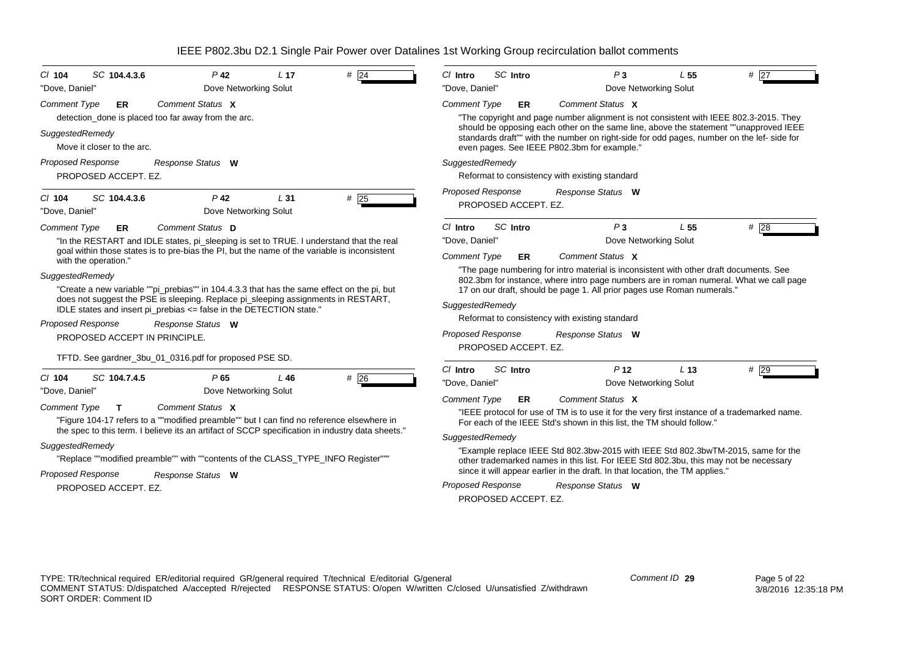# IEEE P802.3bu D2.1 Single Pair Power over Datalines 1st Working Group recirculation ballot comments

---

*Cl* **104** *SC* **104.4.3.6** *P* **42** *L* **17** # **24**

"Dove, Daniel" Dove Networking Solut

*Comment Type* **ER** *Comment Status* **X**

detection_done is placed too far away from the arc.

*SuggestedRemedy*

Move it closer to the arc.

*Proposed Response* *Response Status* **W**

PROPOSED ACCEPT. EZ.

---

*Cl* **104** *SC* **104.4.3.6** *P* **42** *L* **31** # **25**

"Dove, Daniel" Dove Networking Solut

*Comment Type* **ER** *Comment Status* **D**

"In the RESTART and IDLE states, pi_sleeping is set to TRUE. I understand that the real goal within those states is to pre-bias the PI, but the name of the variable is inconsistent with the operation."

*SuggestedRemedy*

"Create a new variable ""pi_prebias"" in 104.4.3.3 that has the same effect on the pi, but does not suggest the PSE is sleeping. Replace pi_sleeping assignments in RESTART, IDLE states and insert pi_prebias <= false in the DETECTION state."

*Proposed Response* *Response Status* **W**

PROPOSED ACCEPT IN PRINCIPLE.

TFTD. See gardner_3bu_01_0316.pdf for proposed PSE SD.

---

*Cl* **104** *SC* **104.7.4.5** *P* **65** *L* **46** # **26**

"Dove, Daniel" Dove Networking Solut

*Comment Type* **T** *Comment Status* **X**

"Figure 104-17 refers to a ""modified preamble"" but I can find no reference elsewhere in the spec to this term. I believe its an artifact of SCCP specification in industry data sheets."

*SuggestedRemedy*

"Replace ""modified preamble"" with ""contents of the CLASS_TYPE_INFO Register"""

*Proposed Response* *Response Status* **W**

PROPOSED ACCEPT. EZ.

---

*Cl* **Intro** *SC* **Intro** *P* **3** *L* **55** # **27**

"Dove, Daniel" Dove Networking Solut

*Comment Type* **ER** *Comment Status* **X**

"The copyright and page number alignment is not consistent with IEEE 802.3-2015. They should be opposing each other on the same line, above the statement ""unapproved IEEE standards draft"" with the number on right-side for odd pages, number on the lef- side for even pages. See IEEE P802.3bm for example."

*SuggestedRemedy*

Reformat to consistency with existing standard

*Proposed Response* *Response Status* **W**

PROPOSED ACCEPT. EZ.

---

*Cl* **Intro** *SC* **Intro** *P* **3** *L* **55** # **28**

"Dove, Daniel" Dove Networking Solut

*Comment Type* **ER** *Comment Status* **X**

"The page numbering for intro material is inconsistent with other draft documents. See 802.3bm for instance, where intro page numbers are in roman numeral. What we call page 17 on our draft, should be page 1. All prior pages use Roman numerals."

*SuggestedRemedy*

Reformat to consistency with existing standard

*Proposed Response* *Response Status* **W**

PROPOSED ACCEPT. EZ.

---

*Cl* **Intro** *SC* **Intro** *P* **12** *L* **13** # **29**

"Dove, Daniel" Dove Networking Solut

*Comment Type* **ER** *Comment Status* **X**

"IEEE protocol for use of TM is to use it for the very first instance of a trademarked name. For each of the IEEE Std's shown in this list, the TM should follow."

*SuggestedRemedy*

"Example replace IEEE Std 802.3bw-2015 with IEEE Std 802.3bwTM-2015, same for the other trademarked names in this list. For IEEE Std 802.3bu, this may not be necessary since it will appear earlier in the draft. In that location, the TM applies."

*Proposed Response* *Response Status* **W**

PROPOSED ACCEPT. EZ.

---

TYPE: TR/technical required ER/editorial required GR/general required T/technical E/editorial G/general
COMMENT STATUS: D/dispatched A/accepted R/rejected RESPONSE STATUS: O/open W/written C/closed U/unsatisfied Z/withdrawn
SORT ORDER: Comment ID

Comment ID **29**

3/8/2016 12:35:18 PM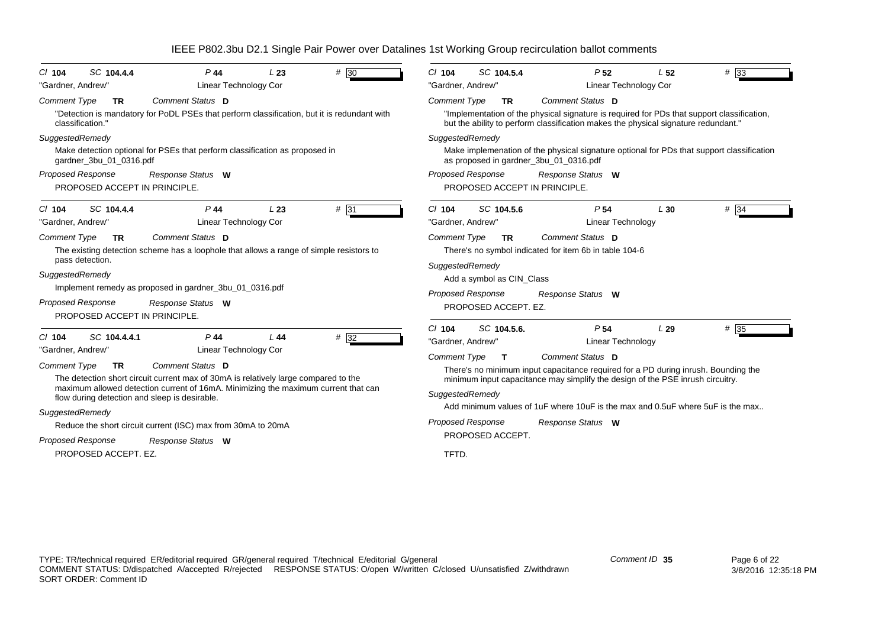Cl **104** SC **104.4.4** P **44** L **23** # 30

"Gardner, Andrew" Linear Technology Cor

*Comment Type* **TR** *Comment Status* **D**

"Detection is mandatory for PoDL PSEs that perform classification, but it is redundant with classification."

*SuggestedRemedy*

Make detection optional for PSEs that perform classification as proposed in gardner_3bu_01_0316.pdf

*Proposed Response* *Response Status* **W**

PROPOSED ACCEPT IN PRINCIPLE.

---

Cl **104** SC **104.4.4** P **44** L **23** # 31

"Gardner, Andrew" Linear Technology Cor

*Comment Type* **TR** *Comment Status* **D**

The existing detection scheme has a loophole that allows a range of simple resistors to pass detection.

*SuggestedRemedy*

Implement remedy as proposed in gardner_3bu_01_0316.pdf

*Proposed Response* *Response Status* **W**

PROPOSED ACCEPT IN PRINCIPLE.

---

Cl **104** SC **104.4.4.1** P **44** L **44** # 32

"Gardner, Andrew" Linear Technology Cor

*Comment Type* **TR** *Comment Status* **D**

The detection short circuit current max of 30mA is relatively large compared to the maximum allowed detection current of 16mA. Minimizing the maximum current that can flow during detection and sleep is desirable.

*SuggestedRemedy*

Reduce the short circuit current (ISC) max from 30mA to 20mA

*Proposed Response* *Response Status* **W**

PROPOSED ACCEPT. EZ.

---

Cl **104** SC **104.5.4** P **52** L **52** # 33

"Gardner, Andrew" Linear Technology Cor

*Comment Type* **TR** *Comment Status* **D**

"Implementation of the physical signature is required for PDs that support classification, but the ability to perform classification makes the physical signature redundant."

*SuggestedRemedy*

Make implemenation of the physical signature optional for PDs that support classification as proposed in gardner_3bu_01_0316.pdf

*Proposed Response* *Response Status* **W**

PROPOSED ACCEPT IN PRINCIPLE.

---

Cl **104** SC **104.5.6** P **54** L **30** # 34

"Gardner, Andrew" Linear Technology

*Comment Type* **TR** *Comment Status* **D**

There's no symbol indicated for item 6b in table 104-6

*SuggestedRemedy*

Add a symbol as CIN_Class

*Proposed Response* *Response Status* **W**

PROPOSED ACCEPT. EZ.

---

Cl **104** SC **104.5.6.** P **54** L **29** # 35

"Gardner, Andrew" Linear Technology

*Comment Type* **T** *Comment Status* **D**

There's no minimum input capacitance required for a PD during inrush. Bounding the minimum input capacitance may simplify the design of the PSE inrush circuitry.

*SuggestedRemedy*

Add minimum values of 1uF where 10uF is the max and 0.5uF where 5uF is the max..

*Proposed Response* *Response Status* **W**

PROPOSED ACCEPT.

TFTD.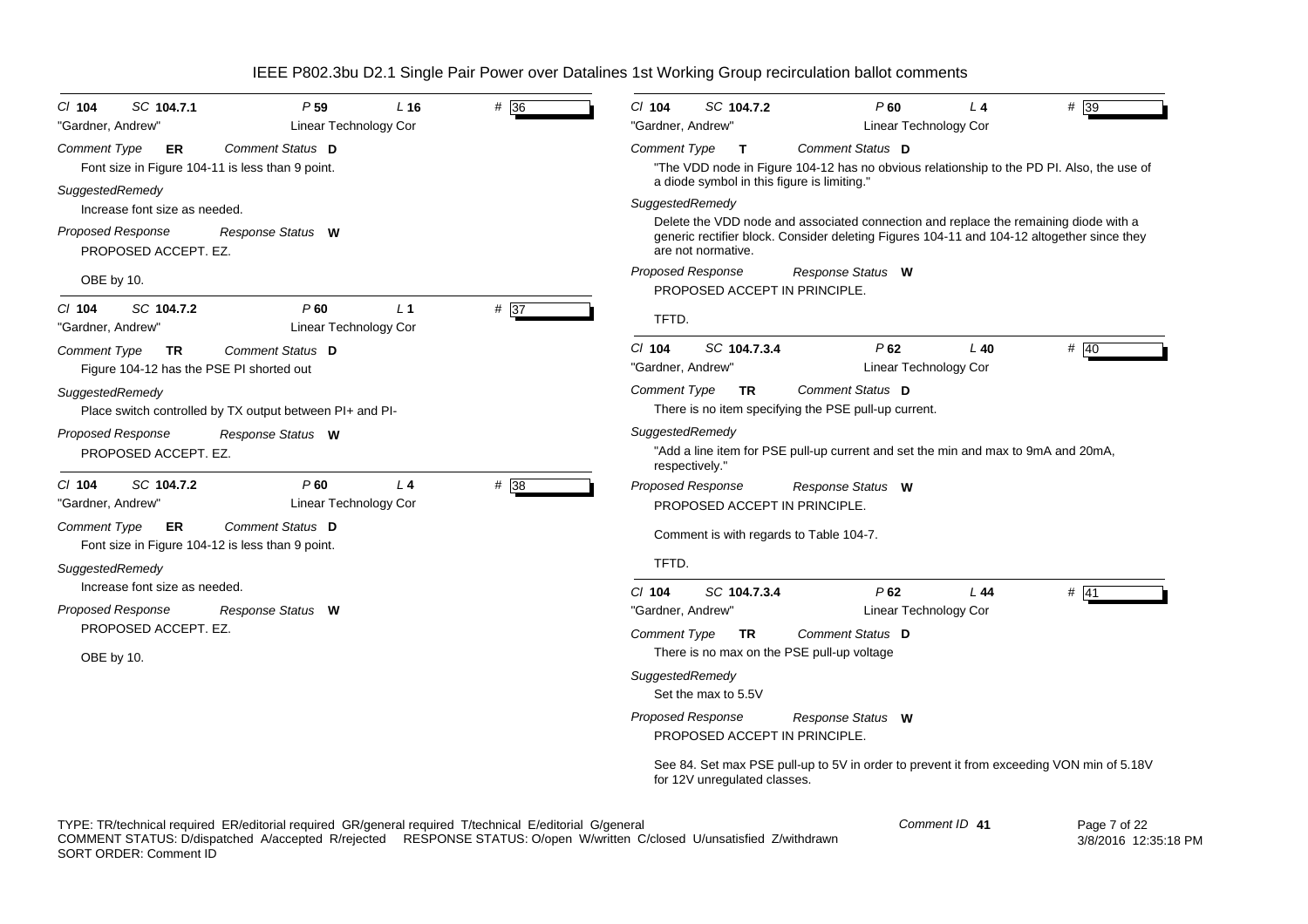IEEE P802.3bu D2.1 Single Pair Power over Datalines 1st Working Group recirculation ballot comments

Cl **104** SC **104.7.1** P **59** L **16** # 36

"Gardner, Andrew" Linear Technology Cor

*Comment Type* **ER** *Comment Status* **D**

Font size in Figure 104-11 is less than 9 point.

*SuggestedRemedy*

Increase font size as needed.

*Proposed Response* *Response Status* **W**

PROPOSED ACCEPT. EZ.

OBE by 10.

---

Cl **104** SC **104.7.2** P **60** L **1** # 37

"Gardner, Andrew" Linear Technology Cor

*Comment Type* **TR** *Comment Status* **D**

Figure 104-12 has the PSE PI shorted out

*SuggestedRemedy*

Place switch controlled by TX output between PI+ and PI-

*Proposed Response* *Response Status* **W**

PROPOSED ACCEPT. EZ.

---

Cl **104** SC **104.7.2** P **60** L **4** # 38

"Gardner, Andrew" Linear Technology Cor

*Comment Type* **ER** *Comment Status* **D**

Font size in Figure 104-12 is less than 9 point.

*SuggestedRemedy*

Increase font size as needed.

*Proposed Response* *Response Status* **W**

PROPOSED ACCEPT. EZ.

OBE by 10.

---

Cl **104** SC **104.7.2** P **60** L **4** # 39

"Gardner, Andrew" Linear Technology Cor

*Comment Type* **T** *Comment Status* **D**

"The VDD node in Figure 104-12 has no obvious relationship to the PD PI. Also, the use of a diode symbol in this figure is limiting."

*SuggestedRemedy*

Delete the VDD node and associated connection and replace the remaining diode with a generic rectifier block. Consider deleting Figures 104-11 and 104-12 altogether since they are not normative.

*Proposed Response* *Response Status* **W**

PROPOSED ACCEPT IN PRINCIPLE.

TFTD.

---

Cl **104** SC **104.7.3.4** P **62** L **40** # 40

"Gardner, Andrew" Linear Technology Cor

*Comment Type* **TR** *Comment Status* **D**

There is no item specifying the PSE pull-up current.

*SuggestedRemedy*

"Add a line item for PSE pull-up current and set the min and max to 9mA and 20mA, respectively."

*Proposed Response* *Response Status* **W**

PROPOSED ACCEPT IN PRINCIPLE.

Comment is with regards to Table 104-7.

TFTD.

---

Cl **104** SC **104.7.3.4** P **62** L **44** # 41

"Gardner, Andrew" Linear Technology Cor

*Comment Type* **TR** *Comment Status* **D**

There is no max on the PSE pull-up voltage

*SuggestedRemedy*

Set the max to 5.5V

*Proposed Response* *Response Status* **W**

PROPOSED ACCEPT IN PRINCIPLE.

See 84. Set max PSE pull-up to 5V in order to prevent it from exceeding VON min of 5.18V for 12V unregulated classes.

---

TYPE: TR/technical required ER/editorial required GR/general required T/technical E/editorial G/general
COMMENT STATUS: D/dispatched A/accepted R/rejected RESPONSE STATUS: O/open W/written C/closed U/unsatisfied Z/withdrawn
SORT ORDER: Comment ID

Comment ID **41**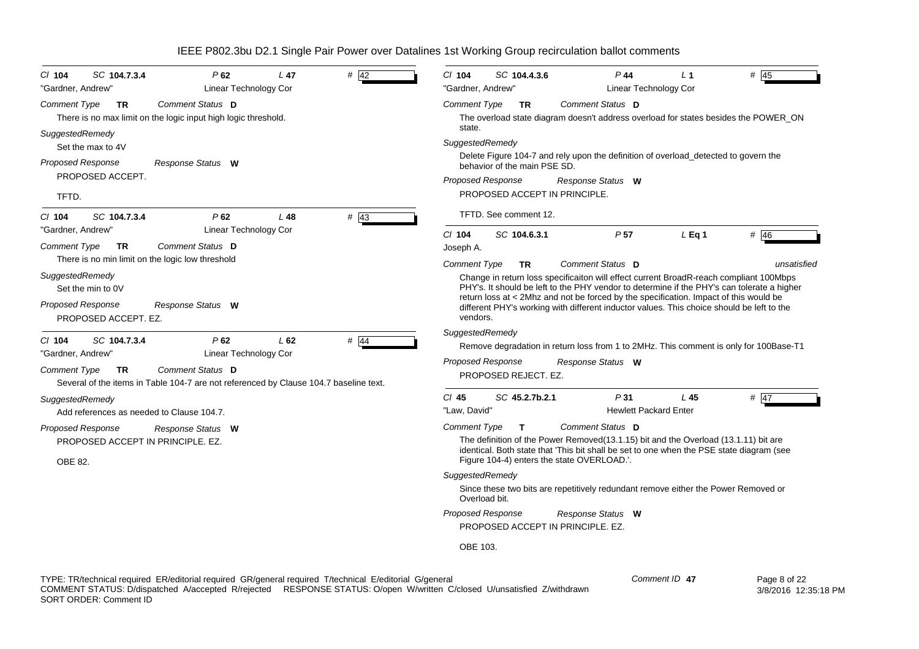# IEEE P802.3bu D2.1 Single Pair Power over Datalines 1st Working Group recirculation ballot comments

---

Cl 104 SC 104.7.3.4 P 62 L 47 # 42

"Gardner, Andrew" Linear Technology Cor

*Comment Type* **TR** *Comment Status* **D**

There is no max limit on the logic input high logic threshold.

*SuggestedRemedy*

Set the max to 4V

*Proposed Response* *Response Status* **W**

PROPOSED ACCEPT.

TFTD.

---

Cl 104 SC 104.7.3.4 P 62 L 48 # 43

"Gardner, Andrew" Linear Technology Cor

*Comment Type* **TR** *Comment Status* **D**

There is no min limit on the logic low threshold

*SuggestedRemedy*

Set the min to 0V

*Proposed Response* *Response Status* **W**

PROPOSED ACCEPT. EZ.

---

Cl 104 SC 104.7.3.4 P 62 L 62 # 44

"Gardner, Andrew" Linear Technology Cor

*Comment Type* **TR** *Comment Status* **D**

Several of the items in Table 104-7 are not referenced by Clause 104.7 baseline text.

*SuggestedRemedy*

Add references as needed to Clause 104.7.

*Proposed Response* *Response Status* **W**

PROPOSED ACCEPT IN PRINCIPLE. EZ.

OBE 82.

---

Cl 104 SC 104.4.3.6 P 44 L 1 # 45

"Gardner, Andrew" Linear Technology Cor

*Comment Type* **TR** *Comment Status* **D**

The overload state diagram doesn't address overload for states besides the POWER_ON state.

*SuggestedRemedy*

Delete Figure 104-7 and rely upon the definition of overload_detected to govern the behavior of the main PSE SD.

*Proposed Response* *Response Status* **W**

PROPOSED ACCEPT IN PRINCIPLE.

TFTD. See comment 12.

---

Cl 104 SC 104.6.3.1 P 57 L Eq 1 # 46

Joseph A.

*Comment Type* **TR** *Comment Status* **D** *unsatisfied*

Change in return loss specificaiton will effect current BroadR-reach compliant 100Mbps PHY's. It should be left to the PHY vendor to determine if the PHY's can tolerate a higher return loss at < 2Mhz and not be forced by the specification. Impact of this would be different PHY's working with different inductor values. This choice should be left to the vendors.

*SuggestedRemedy*

Remove degradation in return loss from 1 to 2MHz. This comment is only for 100Base-T1

*Proposed Response* *Response Status* **W**

PROPOSED REJECT. EZ.

---

Cl 45 SC 45.2.7b.2.1 P 31 L 45 # 47

"Law, David" Hewlett Packard Enter

*Comment Type* **T** *Comment Status* **D**

The definition of the Power Removed(13.1.15) bit and the Overload (13.1.11) bit are identical. Both state that 'This bit shall be set to one when the PSE state diagram (see Figure 104-4) enters the state OVERLOAD.'.

*SuggestedRemedy*

Since these two bits are repetitively redundant remove either the Power Removed or Overload bit.

*Proposed Response* *Response Status* **W**

PROPOSED ACCEPT IN PRINCIPLE. EZ.

OBE 103.

---

TYPE: TR/technical required ER/editorial required GR/general required T/technical E/editorial G/general
COMMENT STATUS: D/dispatched A/accepted R/rejected RESPONSE STATUS: O/open W/written C/closed U/unsatisfied Z/withdrawn
SORT ORDER: Comment ID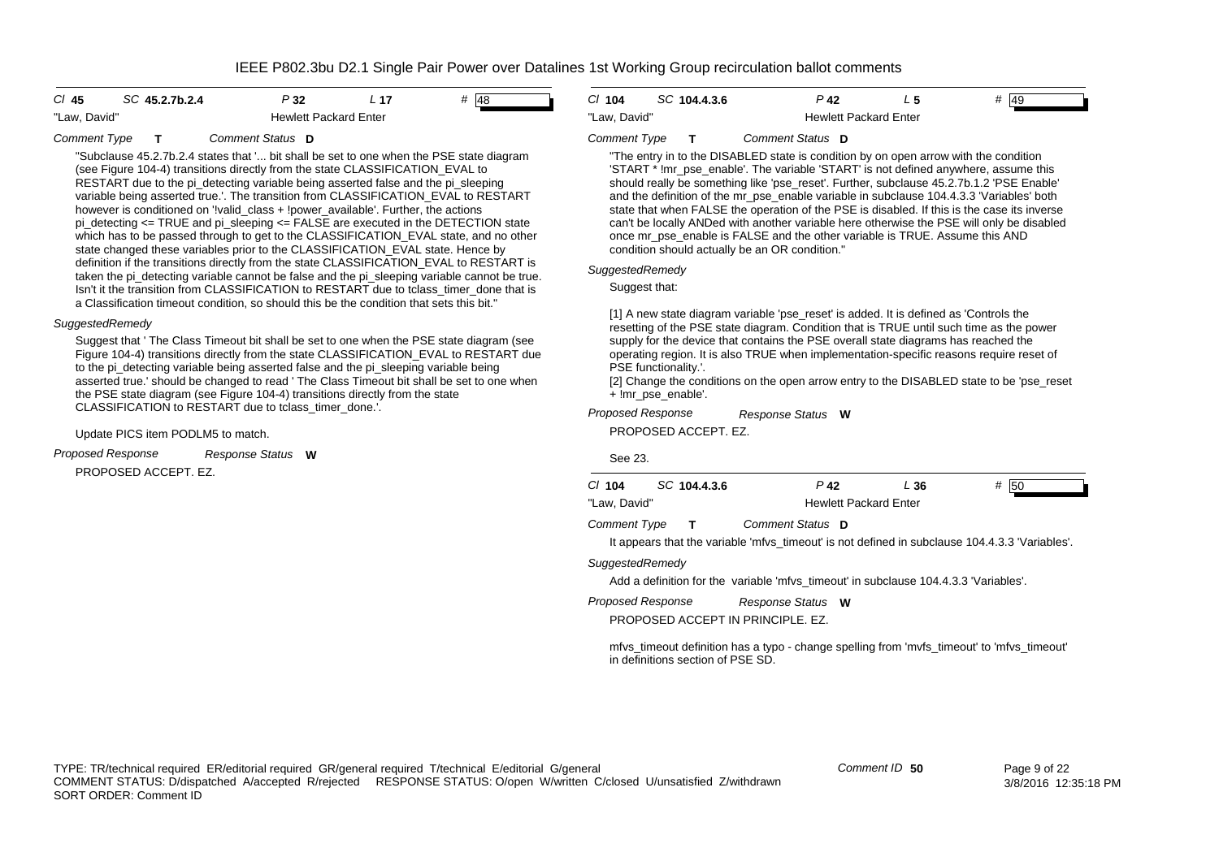**Cl** 45 **SC** 45.2.7b.2.4 **P** 32 **L** 17 **#** 48

"Law, David" Hewlett Packard Enter

*Comment Type* **T** *Comment Status* **D**

"Subclause 45.2.7b.2.4 states that '... bit shall be set to one when the PSE state diagram (see Figure 104-4) transitions directly from the state CLASSIFICATION_EVAL to RESTART due to the pi_detecting variable being asserted false and the pi_sleeping variable being asserted true.'. The transition from CLASSIFICATION_EVAL to RESTART however is conditioned on '!valid_class + !power_available'. Further, the actions pi_detecting <= TRUE and pi_sleeping <= FALSE are executed in the DETECTION state which has to be passed through to get to the CLASSIFICATION_EVAL state, and no other state changed these variables prior to the CLASSIFICATION_EVAL state. Hence by definition if the transitions directly from the state CLASSIFICATION_EVAL to RESTART is taken the pi_detecting variable cannot be false and the pi_sleeping variable cannot be true. Isn't it the transition from CLASSIFICATION to RESTART due to tclass_timer_done that is a Classification timeout condition, so should this be the condition that sets this bit."

*SuggestedRemedy*

Suggest that ' The Class Timeout bit shall be set to one when the PSE state diagram (see Figure 104-4) transitions directly from the state CLASSIFICATION_EVAL to RESTART due to the pi_detecting variable being asserted false and the pi_sleeping variable being asserted true.' should be changed to read ' The Class Timeout bit shall be set to one when the PSE state diagram (see Figure 104-4) transitions directly from the state CLASSIFICATION to RESTART due to tclass_timer_done.'.

Update PICS item PODLM5 to match.

*Proposed Response* *Response Status* **W**

PROPOSED ACCEPT. EZ.

---

**Cl** 104 **SC** 104.4.3.6 **P** 42 **L** 5 **#** 49

"Law, David" Hewlett Packard Enter

*Comment Type* **T** *Comment Status* **D**

"The entry in to the DISABLED state is condition by on open arrow with the condition 'START * !mr_pse_enable'. The variable 'START' is not defined anywhere, assume this should really be something like 'pse_reset'. Further, subclause 45.2.7b.1.2 'PSE Enable' and the definition of the mr_pse_enable variable in subclause 104.4.3.3 'Variables' both state that when FALSE the operation of the PSE is disabled. If this is the case its inverse can't be locally ANDed with another variable here otherwise the PSE will only be disabled once mr_pse_enable is FALSE and the other variable is TRUE. Assume this AND condition should actually be an OR condition."

*SuggestedRemedy*

Suggest that:

[1] A new state diagram variable 'pse_reset' is added. It is defined as 'Controls the resetting of the PSE state diagram. Condition that is TRUE until such time as the power supply for the device that contains the PSE overall state diagrams has reached the operating region. It is also TRUE when implementation-specific reasons require reset of PSE functionality.'.
[2] Change the conditions on the open arrow entry to the DISABLED state to be 'pse_reset + !mr_pse_enable'.

*Proposed Response* *Response Status* **W**

PROPOSED ACCEPT. EZ.

See 23.

---

**Cl** 104 **SC** 104.4.3.6 **P** 42 **L** 36 **#** 50

"Law, David" Hewlett Packard Enter

*Comment Type* **T** *Comment Status* **D**

It appears that the variable 'mfvs_timeout' is not defined in subclause 104.4.3.3 'Variables'.

*SuggestedRemedy*

Add a definition for the variable 'mfvs_timeout' in subclause 104.4.3.3 'Variables'.

*Proposed Response* *Response Status* **W**

PROPOSED ACCEPT IN PRINCIPLE. EZ.

mfvs_timeout definition has a typo - change spelling from 'mvfs_timeout' to 'mfvs_timeout' in definitions section of PSE SD.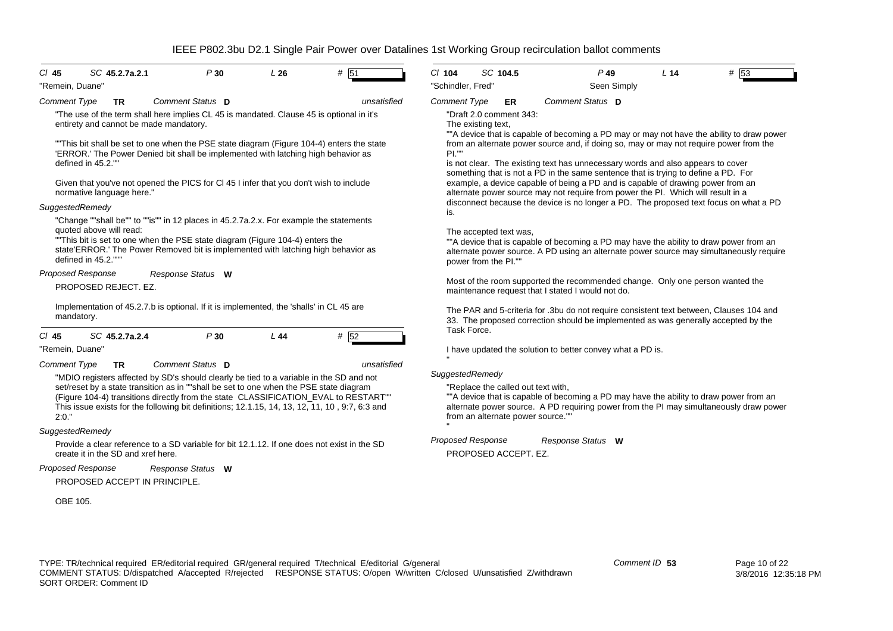# IEEE P802.3bu D2.1 Single Pair Power over Datalines 1st Working Group recirculation ballot comments

**Cl 45 SC 45.2.7a.2.1 P 30 L 26 # 51**

"Remein, Duane"

*Comment Type* **TR** *Comment Status* **D** *unsatisfied*

"The use of the term shall here implies CL 45 is mandated. Clause 45 is optional in it's entirety and cannot be made mandatory.

""This bit shall be set to one when the PSE state diagram (Figure 104-4) enters the state 'ERROR.' The Power Denied bit shall be implemented with latching high behavior as defined in 45.2.""

Given that you've not opened the PICS for Cl 45 I infer that you don't wish to include normative language here."

*SuggestedRemedy*

"Change ""shall be"" to ""is"" in 12 places in 45.2.7a.2.x. For example the statements quoted above will read:
""This bit is set to one when the PSE state diagram (Figure 104-4) enters the state'ERROR.' The Power Removed bit is implemented with latching high behavior as defined in 45.2."""

*Proposed Response* *Response Status* **W**

PROPOSED REJECT. EZ.

Implementation of 45.2.7.b is optional. If it is implemented, the 'shalls' in CL 45 are mandatory.

---

**Cl 45 SC 45.2.7a.2.4 P 30 L 44 # 52**

"Remein, Duane"

*Comment Type* **TR** *Comment Status* **D** *unsatisfied*

"MDIO registers affected by SD's should clearly be tied to a variable in the SD and not set/reset by a state transition as in ""shall be set to one when the PSE state diagram (Figure 104-4) transitions directly from the state CLASSIFICATION_EVAL to RESTART"" This issue exists for the following bit definitions; 12.1.15, 14, 13, 12, 11, 10 , 9:7, 6:3 and 2:0."

*SuggestedRemedy*

Provide a clear reference to a SD variable for bit 12.1.12. If one does not exist in the SD create it in the SD and xref here.

*Proposed Response* *Response Status* **W**

PROPOSED ACCEPT IN PRINCIPLE.

OBE 105.

---

**Cl 104 SC 104.5 P 49 L 14 # 53**

"Schindler, Fred" Seen Simply

*Comment Type* **ER** *Comment Status* **D**

"Draft 2.0 comment 343:
The existing text,
""A device that is capable of becoming a PD may or may not have the ability to draw power from an alternate power source and, if doing so, may or may not require power from the PI.""
is not clear. The existing text has unnecessary words and also appears to cover something that is not a PD in the same sentence that is trying to define a PD. For example, a device capable of being a PD and is capable of drawing power from an alternate power source may not require from power the PI. Which will result in a disconnect because the device is no longer a PD. The proposed text focus on what a PD is.

The accepted text was,
""A device that is capable of becoming a PD may have the ability to draw power from an alternate power source. A PD using an alternate power source may simultaneously require power from the PI.""

Most of the room supported the recommended change. Only one person wanted the maintenance request that I stated I would not do.

The PAR and 5-criteria for .3bu do not require consistent text between, Clauses 104 and 33. The proposed correction should be implemented as was generally accepted by the Task Force.

I have updated the solution to better convey what a PD is.
"

*SuggestedRemedy*

"Replace the called out text with,
""A device that is capable of becoming a PD may have the ability to draw power from an alternate power source. A PD requiring power from the PI may simultaneously draw power from an alternate power source.""
"

*Proposed Response* *Response Status* **W**

PROPOSED ACCEPT. EZ.

---

TYPE: TR/technical required ER/editorial required GR/general required T/technical E/editorial G/general
COMMENT STATUS: D/dispatched A/accepted R/rejected RESPONSE STATUS: O/open W/written C/closed U/unsatisfied Z/withdrawn
SORT ORDER: Comment ID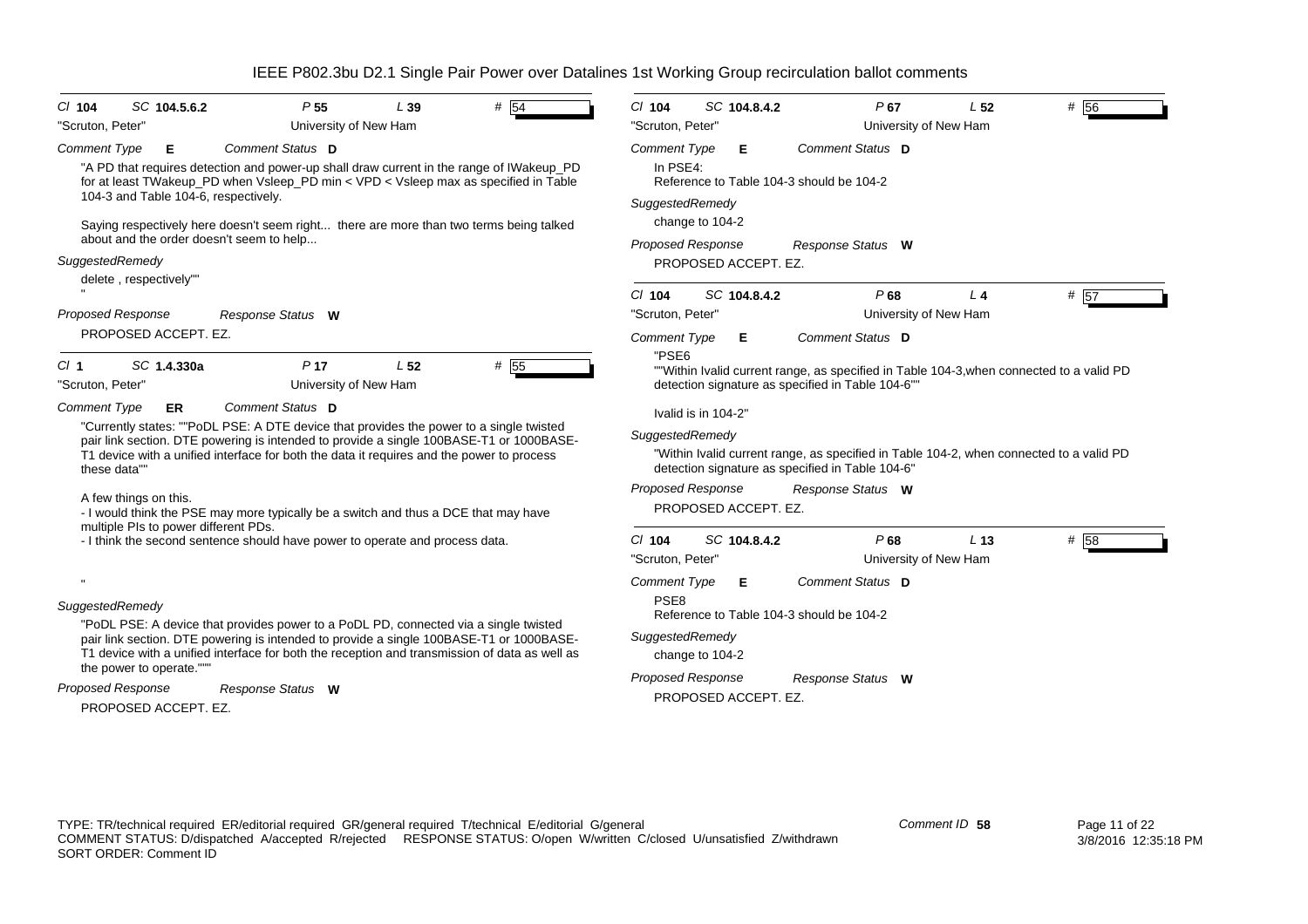IEEE P802.3bu D2.1 Single Pair Power over Datalines 1st Working Group recirculation ballot comments

---

*Cl* **104** *SC* **104.5.6.2** *P* **55** *L* **39** # 54

"Scruton, Peter" University of New Ham

*Comment Type* **E** *Comment Status* **D**

"A PD that requires detection and power-up shall draw current in the range of IWakeup_PD for at least TWakeup_PD when Vsleep_PD min < VPD < Vsleep max as specified in Table 104-3 and Table 104-6, respectively.

Saying respectively here doesn't seem right... there are more than two terms being talked about and the order doesn't seem to help...

*SuggestedRemedy*

delete , respectively""

"

*Proposed Response* *Response Status* **W**

PROPOSED ACCEPT. EZ.

---

*Cl* **1** *SC* **1.4.330a** *P* **17** *L* **52** # 55

"Scruton, Peter" University of New Ham

*Comment Type* **ER** *Comment Status* **D**

"Currently states: ""PoDL PSE: A DTE device that provides the power to a single twisted pair link section. DTE powering is intended to provide a single 100BASE-T1 or 1000BASE-T1 device with a unified interface for both the data it requires and the power to process these data""

A few things on this.
- I would think the PSE may more typically be a switch and thus a DCE that may have multiple PIs to power different PDs.
- I think the second sentence should have power to operate and process data.

"

*SuggestedRemedy*

"PoDL PSE: A device that provides power to a PoDL PD, connected via a single twisted pair link section. DTE powering is intended to provide a single 100BASE-T1 or 1000BASE-T1 device with a unified interface for both the reception and transmission of data as well as the power to operate."""

*Proposed Response* *Response Status* **W**

PROPOSED ACCEPT. EZ.

---

*Cl* **104** *SC* **104.8.4.2** *P* **67** *L* **52** # 56

"Scruton, Peter" University of New Ham

*Comment Type* **E** *Comment Status* **D**

In PSE4:
Reference to Table 104-3 should be 104-2

*SuggestedRemedy*

change to 104-2

*Proposed Response* *Response Status* **W**

PROPOSED ACCEPT. EZ.

---

*Cl* **104** *SC* **104.8.4.2** *P* **68** *L* **4** # 57

"Scruton, Peter" University of New Ham

*Comment Type* **E** *Comment Status* **D**

"PSE6
""Within Ivalid current range, as specified in Table 104-3,when connected to a valid PD detection signature as specified in Table 104-6""

Ivalid is in 104-2"

*SuggestedRemedy*

"Within Ivalid current range, as specified in Table 104-2, when connected to a valid PD detection signature as specified in Table 104-6"

*Proposed Response* *Response Status* **W**

PROPOSED ACCEPT. EZ.

---

*Cl* **104** *SC* **104.8.4.2** *P* **68** *L* **13** # 58

"Scruton, Peter" University of New Ham

*Comment Type* **E** *Comment Status* **D**

PSE8
Reference to Table 104-3 should be 104-2

*SuggestedRemedy*

change to 104-2

*Proposed Response* *Response Status* **W**

PROPOSED ACCEPT. EZ.

---

TYPE: TR/technical required ER/editorial required GR/general required T/technical E/editorial G/general
COMMENT STATUS: D/dispatched A/accepted R/rejected RESPONSE STATUS: O/open W/written C/closed U/unsatisfied Z/withdrawn
SORT ORDER: Comment ID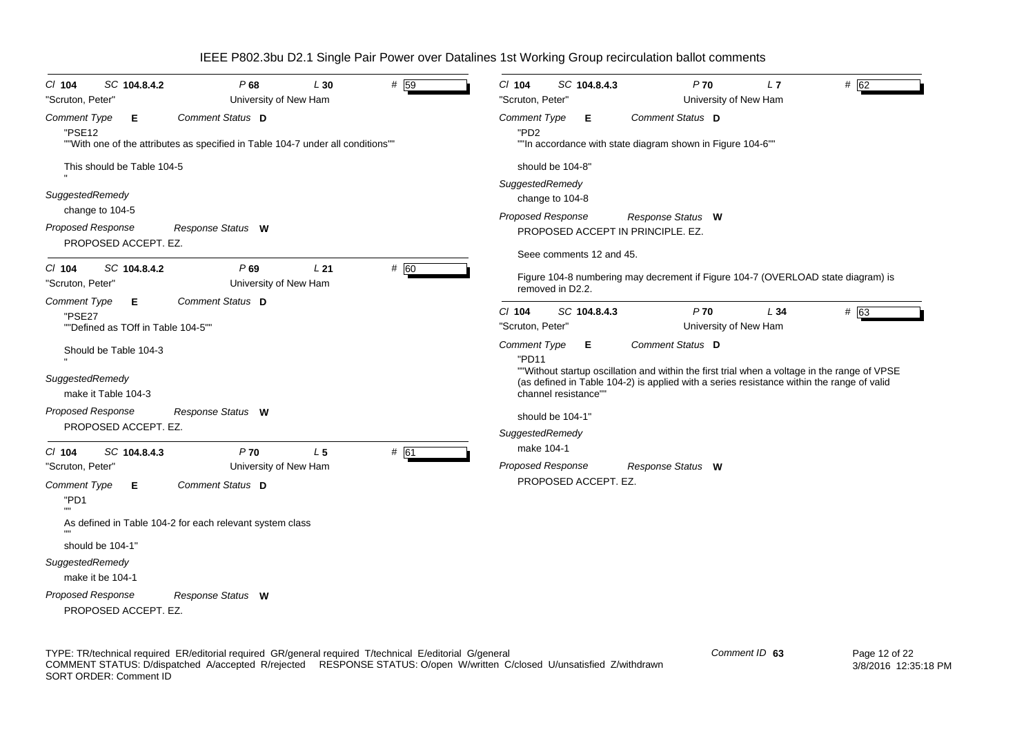# IEEE P802.3bu D2.1 Single Pair Power over Datalines 1st Working Group recirculation ballot comments

*Cl* **104** *SC* **104.8.4.2** *P* **68** *L* **30** # 59

"Scruton, Peter" University of New Ham

*Comment Type* **E** *Comment Status* **D**

"PSE12
""With one of the attributes as specified in Table 104-7 under all conditions""

This should be Table 104-5
"

*SuggestedRemedy*

change to 104-5

*Proposed Response* *Response Status* **W**

PROPOSED ACCEPT. EZ.

---

*Cl* **104** *SC* **104.8.4.2** *P* **69** *L* **21** # 60

"Scruton, Peter" University of New Ham

*Comment Type* **E** *Comment Status* **D**

"PSE27
""Defined as TOff in Table 104-5""

Should be Table 104-3
"

*SuggestedRemedy*

make it Table 104-3

*Proposed Response* *Response Status* **W**

PROPOSED ACCEPT. EZ.

---

*Cl* **104** *SC* **104.8.4.3** *P* **70** *L* **5** # 61

"Scruton, Peter" University of New Ham

*Comment Type* **E** *Comment Status* **D**

"PD1
""
As defined in Table 104-2 for each relevant system class
""
should be 104-1"

*SuggestedRemedy*

make it be 104-1

*Proposed Response* *Response Status* **W**

PROPOSED ACCEPT. EZ.

---

*Cl* **104** *SC* **104.8.4.3** *P* **70** *L* **7** # 62

"Scruton, Peter" University of New Ham

*Comment Type* **E** *Comment Status* **D**

"PD2
""In accordance with state diagram shown in Figure 104-6""

should be 104-8"

*SuggestedRemedy*

change to 104-8

*Proposed Response* *Response Status* **W**

PROPOSED ACCEPT IN PRINCIPLE. EZ.

Seee comments 12 and 45.

Figure 104-8 numbering may decrement if Figure 104-7 (OVERLOAD state diagram) is removed in D2.2.

---

*Cl* **104** *SC* **104.8.4.3** *P* **70** *L* **34** # 63

"Scruton, Peter" University of New Ham

*Comment Type* **E** *Comment Status* **D**

"PD11
""Without startup oscillation and within the first trial when a voltage in the range of VPSE (as defined in Table 104-2) is applied with a series resistance within the range of valid channel resistance""

should be 104-1"

*SuggestedRemedy*

make 104-1

*Proposed Response* *Response Status* **W**

PROPOSED ACCEPT. EZ.

---

TYPE: TR/technical required ER/editorial required GR/general required T/technical E/editorial G/general
COMMENT STATUS: D/dispatched A/accepted R/rejected RESPONSE STATUS: O/open W/written C/closed U/unsatisfied Z/withdrawn
SORT ORDER: Comment ID

Comment ID **63**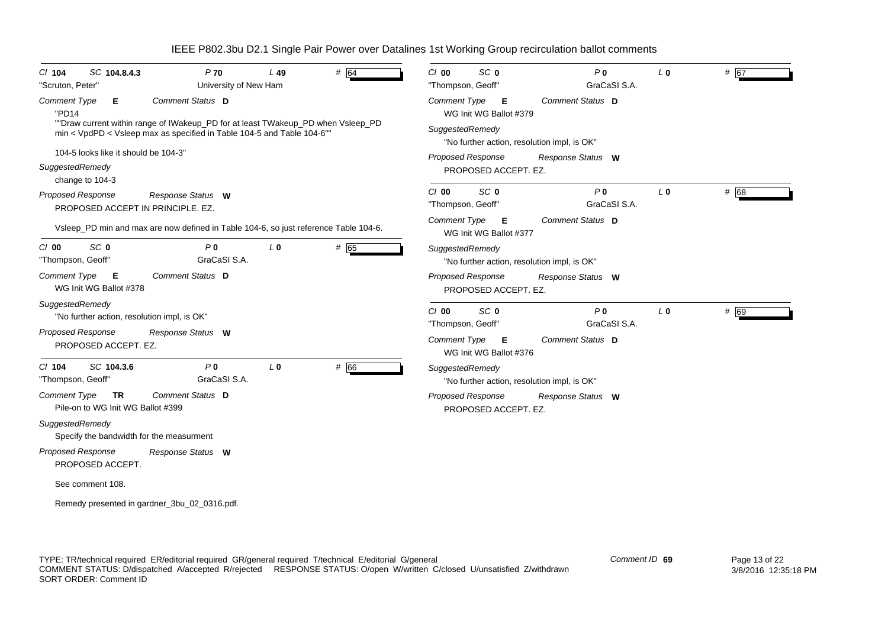# IEEE P802.3bu D2.1 Single Pair Power over Datalines 1st Working Group recirculation ballot comments

Cl **104** SC **104.8.4.3** P **70** L **49** # 64
"Scruton, Peter" University of New Ham

*Comment Type* **E** *Comment Status* **D**

"PD14
""Draw current within range of IWakeup_PD for at least TWakeup_PD when Vsleep_PD min < VpdPD < Vsleep max as specified in Table 104-5 and Table 104-6""

104-5 looks like it should be 104-3"

*SuggestedRemedy*

change to 104-3

*Proposed Response* *Response Status* **W**

PROPOSED ACCEPT IN PRINCIPLE. EZ.

Vsleep_PD min and max are now defined in Table 104-6, so just reference Table 104-6.

---

Cl **00** SC **0** P **0** L **0** # 65
"Thompson, Geoff" GraCaSI S.A.

*Comment Type* **E** *Comment Status* **D**

WG Init WG Ballot #378

*SuggestedRemedy*

"No further action, resolution impl, is OK"

*Proposed Response* *Response Status* **W**

PROPOSED ACCEPT. EZ.

---

Cl **104** SC **104.3.6** P **0** L **0** # 66
"Thompson, Geoff" GraCaSI S.A.

*Comment Type* **TR** *Comment Status* **D**

Pile-on to WG Init WG Ballot #399

*SuggestedRemedy*

Specify the bandwidth for the measurment

*Proposed Response* *Response Status* **W**

PROPOSED ACCEPT.

See comment 108.

Remedy presented in gardner_3bu_02_0316.pdf.

---

Cl **00** SC **0** P **0** L **0** # 67
"Thompson, Geoff" GraCaSI S.A.

*Comment Type* **E** *Comment Status* **D**

WG Init WG Ballot #379

*SuggestedRemedy*

"No further action, resolution impl, is OK"

*Proposed Response* *Response Status* **W**

PROPOSED ACCEPT. EZ.

---

Cl **00** SC **0** P **0** L **0** # 68
"Thompson, Geoff" GraCaSI S.A.

*Comment Type* **E** *Comment Status* **D**

WG Init WG Ballot #377

*SuggestedRemedy*

"No further action, resolution impl, is OK"

*Proposed Response* *Response Status* **W**

PROPOSED ACCEPT. EZ.

---

Cl **00** SC **0** P **0** L **0** # 69
"Thompson, Geoff" GraCaSI S.A.

*Comment Type* **E** *Comment Status* **D**

WG Init WG Ballot #376

*SuggestedRemedy*

"No further action, resolution impl, is OK"

*Proposed Response* *Response Status* **W**

PROPOSED ACCEPT. EZ.

---

TYPE: TR/technical required ER/editorial required GR/general required T/technical E/editorial G/general
COMMENT STATUS: D/dispatched A/accepted R/rejected RESPONSE STATUS: O/open W/written C/closed U/unsatisfied Z/withdrawn
SORT ORDER: Comment ID

Comment ID **69**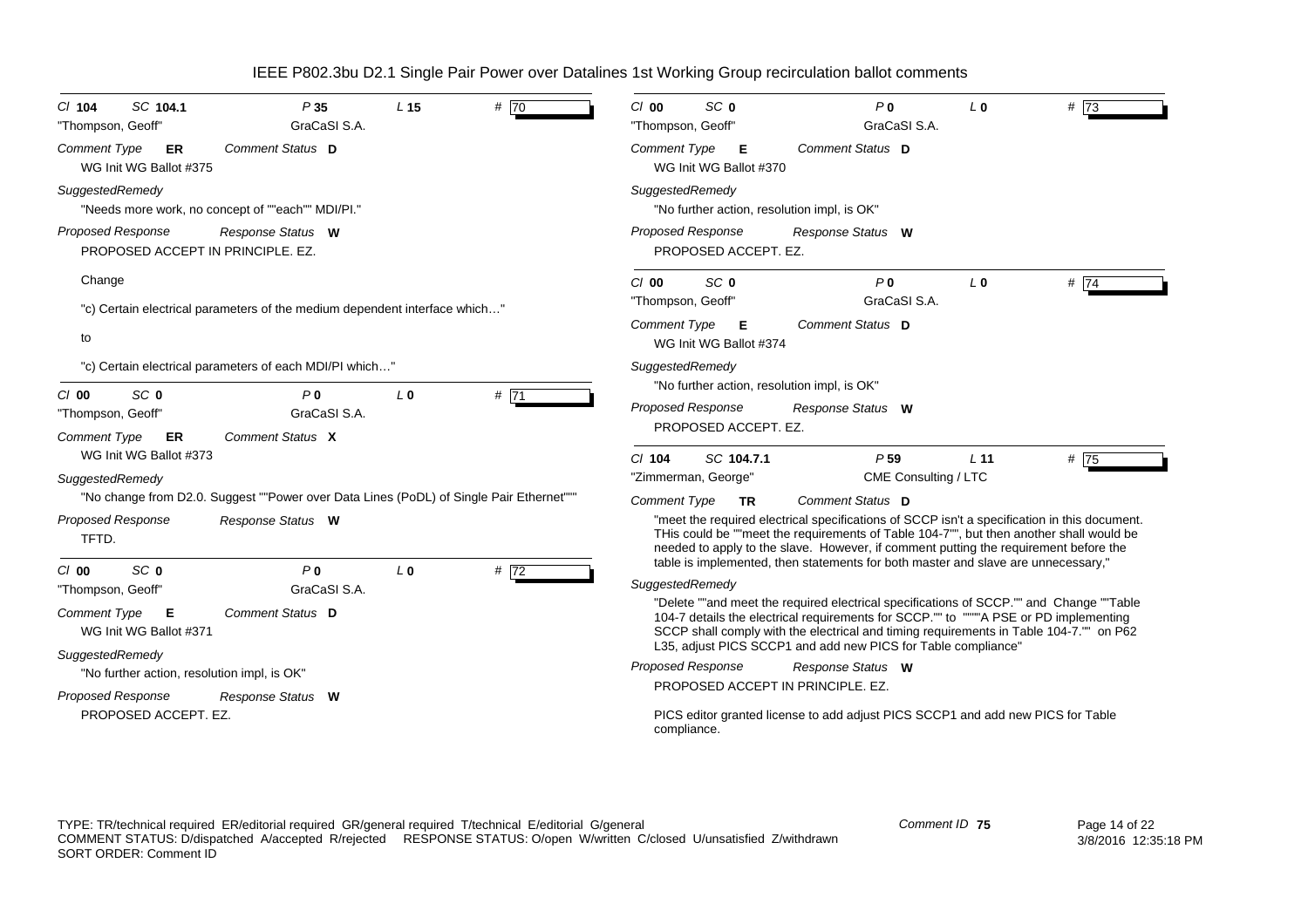# IEEE P802.3bu D2.1 Single Pair Power over Datalines 1st Working Group recirculation ballot comments

**Cl 104 SC 104.1 P 35 L 15 # 70**
"Thompson, Geoff" GraCaSI S.A.

*Comment Type* **ER** *Comment Status* **D**
WG Init WG Ballot #375

*SuggestedRemedy*
"Needs more work, no concept of ""each"" MDI/PI."

*Proposed Response* *Response Status* **W**
PROPOSED ACCEPT IN PRINCIPLE. EZ.

Change

"c) Certain electrical parameters of the medium dependent interface which…"

to

"c) Certain electrical parameters of each MDI/PI which…"

---

**Cl 00 SC 0 P 0 L 0 # 71**
"Thompson, Geoff" GraCaSI S.A.

*Comment Type* **ER** *Comment Status* **X**
WG Init WG Ballot #373

*SuggestedRemedy*
"No change from D2.0. Suggest ""Power over Data Lines (PoDL) of Single Pair Ethernet"""

*Proposed Response* *Response Status* **W**
TFTD.

---

**Cl 00 SC 0 P 0 L 0 # 72**
"Thompson, Geoff" GraCaSI S.A.

*Comment Type* **E** *Comment Status* **D**
WG Init WG Ballot #371

*SuggestedRemedy*
"No further action, resolution impl, is OK"

*Proposed Response* *Response Status* **W**
PROPOSED ACCEPT. EZ.

---

**Cl 00 SC 0 P 0 L 0 # 73**
"Thompson, Geoff" GraCaSI S.A.

*Comment Type* **E** *Comment Status* **D**
WG Init WG Ballot #370

*SuggestedRemedy*
"No further action, resolution impl, is OK"

*Proposed Response* *Response Status* **W**
PROPOSED ACCEPT. EZ.

---

**Cl 00 SC 0 P 0 L 0 # 74**
"Thompson, Geoff" GraCaSI S.A.

*Comment Type* **E** *Comment Status* **D**
WG Init WG Ballot #374

*SuggestedRemedy*
"No further action, resolution impl, is OK"

*Proposed Response* *Response Status* **W**
PROPOSED ACCEPT. EZ.

---

**Cl 104 SC 104.7.1 P 59 L 11 # 75**
"Zimmerman, George" CME Consulting / LTC

*Comment Type* **TR** *Comment Status* **D**
"meet the required electrical specifications of SCCP isn't a specification in this document. THis could be ""meet the requirements of Table 104-7"", but then another shall would be needed to apply to the slave. However, if comment putting the requirement before the table is implemented, then statements for both master and slave are unnecessary,"

*SuggestedRemedy*
"Delete ""and meet the required electrical specifications of SCCP."" and Change ""Table 104-7 details the electrical requirements for SCCP."" to """"A PSE or PD implementing SCCP shall comply with the electrical and timing requirements in Table 104-7."" on P62 L35, adjust PICS SCCP1 and add new PICS for Table compliance"

*Proposed Response* *Response Status* **W**
PROPOSED ACCEPT IN PRINCIPLE. EZ.

PICS editor granted license to add adjust PICS SCCP1 and add new PICS for Table compliance.

---

TYPE: TR/technical required ER/editorial required GR/general required T/technical E/editorial G/general
COMMENT STATUS: D/dispatched A/accepted R/rejected RESPONSE STATUS: O/open W/written C/closed U/unsatisfied Z/withdrawn
SORT ORDER: Comment ID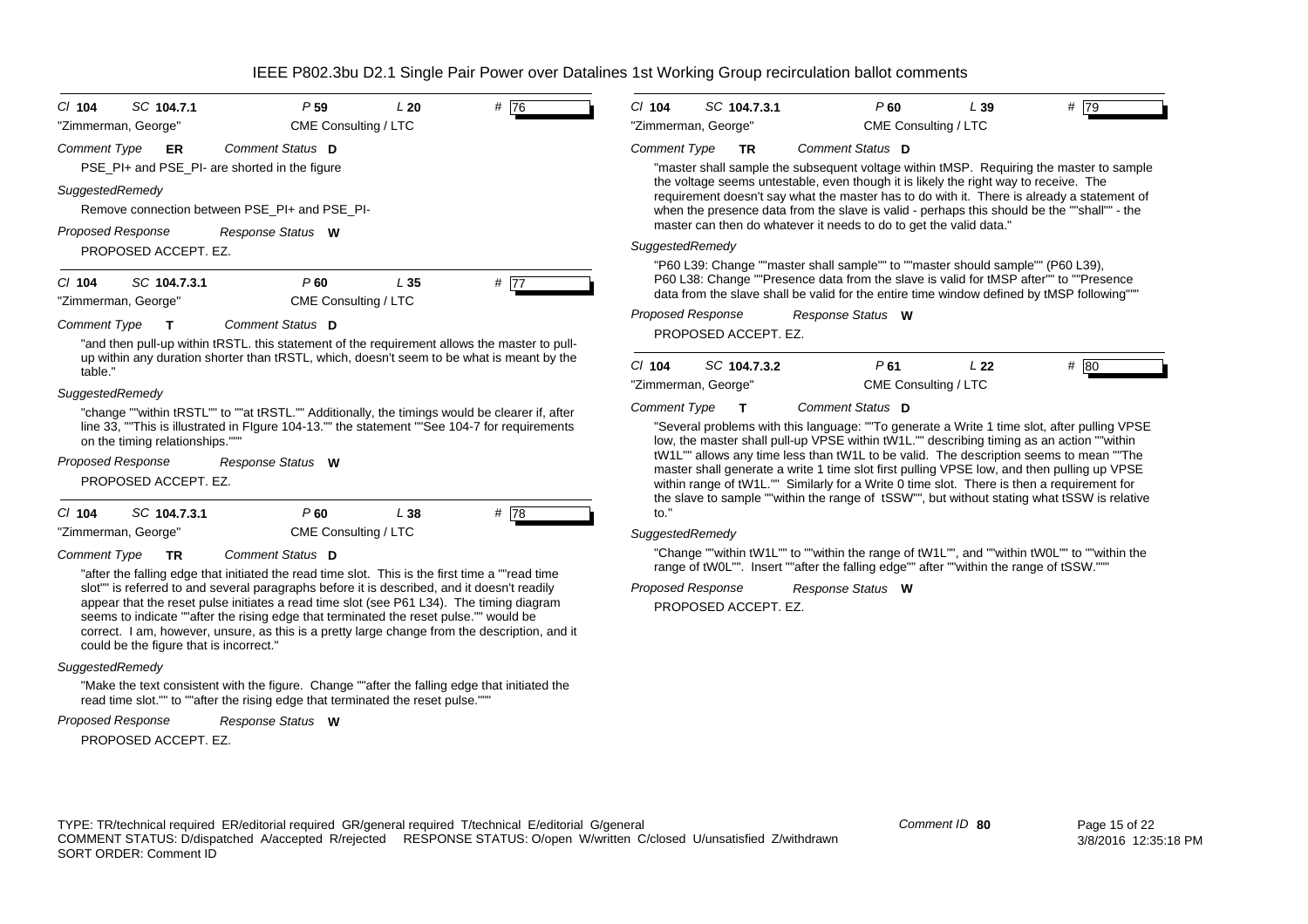## IEEE P802.3bu D2.1 Single Pair Power over Datalines 1st Working Group recirculation ballot comments

---

**Cl** 104 **SC** 104.7.1 **P** 59 **L** 20 **#** 76

"Zimmerman, George" CME Consulting / LTC

**Comment Type** ER **Comment Status** D

PSE_PI+ and PSE_PI- are shorted in the figure

*SuggestedRemedy*

Remove connection between PSE_PI+ and PSE_PI-

**Proposed Response** **Response Status** W

PROPOSED ACCEPT. EZ.

---

**Cl** 104 **SC** 104.7.3.1 **P** 60 **L** 35 **#** 77

"Zimmerman, George" CME Consulting / LTC

**Comment Type** T **Comment Status** D

"and then pull-up within tRSTL. this statement of the requirement allows the master to pull-up within any duration shorter than tRSTL, which, doesn't seem to be what is meant by the table."

*SuggestedRemedy*

"change ""within tRSTL"" to ""at tRSTL."" Additionally, the timings would be clearer if, after line 33, ""This is illustrated in FIgure 104-13."" the statement ""See 104-7 for requirements on the timing relationships."""

**Proposed Response** **Response Status** W

PROPOSED ACCEPT. EZ.

---

**Cl** 104 **SC** 104.7.3.1 **P** 60 **L** 38 **#** 78

"Zimmerman, George" CME Consulting / LTC

**Comment Type** TR **Comment Status** D

"after the falling edge that initiated the read time slot. This is the first time a ""read time slot"" is referred to and several paragraphs before it is described, and it doesn't readily appear that the reset pulse initiates a read time slot (see P61 L34). The timing diagram seems to indicate ""after the rising edge that terminated the reset pulse."" would be correct. I am, however, unsure, as this is a pretty large change from the description, and it could be the figure that is incorrect."

*SuggestedRemedy*

"Make the text consistent with the figure. Change ""after the falling edge that initiated the read time slot."" to ""after the rising edge that terminated the reset pulse."""

**Proposed Response** **Response Status** W

PROPOSED ACCEPT. EZ.

---

**Cl** 104 **SC** 104.7.3.1 **P** 60 **L** 39 **#** 79

"Zimmerman, George" CME Consulting / LTC

**Comment Type** TR **Comment Status** D

"master shall sample the subsequent voltage within tMSP. Requiring the master to sample the voltage seems untestable, even though it is likely the right way to receive. The requirement doesn't say what the master has to do with it. There is already a statement of when the presence data from the slave is valid - perhaps this should be the ""shall"" - the master can then do whatever it needs to do to get the valid data."

*SuggestedRemedy*

"P60 L39: Change ""master shall sample"" to ""master should sample"" (P60 L39), P60 L38: Change ""Presence data from the slave is valid for tMSP after"" to ""Presence data from the slave shall be valid for the entire time window defined by tMSP following"""

**Proposed Response** **Response Status** W

PROPOSED ACCEPT. EZ.

---

**Cl** 104 **SC** 104.7.3.2 **P** 61 **L** 22 **#** 80

"Zimmerman, George" CME Consulting / LTC

**Comment Type** T **Comment Status** D

"Several problems with this language: ""To generate a Write 1 time slot, after pulling VPSE low, the master shall pull-up VPSE within tW1L."" describing timing as an action ""within tW1L"" allows any time less than tW1L to be valid. The description seems to mean ""The master shall generate a write 1 time slot first pulling VPSE low, and then pulling up VPSE within range of tW1L."" Similarly for a Write 0 time slot. There is then a requirement for the slave to sample ""within the range of tSSW"", but without stating what tSSW is relative to."

*SuggestedRemedy*

"Change ""within tW1L"" to ""within the range of tW1L"", and ""within tW0L"" to ""within the range of tW0L"". Insert ""after the falling edge"" after ""within the range of tSSW."""

**Proposed Response** **Response Status** W

PROPOSED ACCEPT. EZ.

---

TYPE: TR/technical required ER/editorial required GR/general required T/technical E/editorial G/general
COMMENT STATUS: D/dispatched A/accepted R/rejected RESPONSE STATUS: O/open W/written C/closed U/unsatisfied Z/withdrawn
SORT ORDER: Comment ID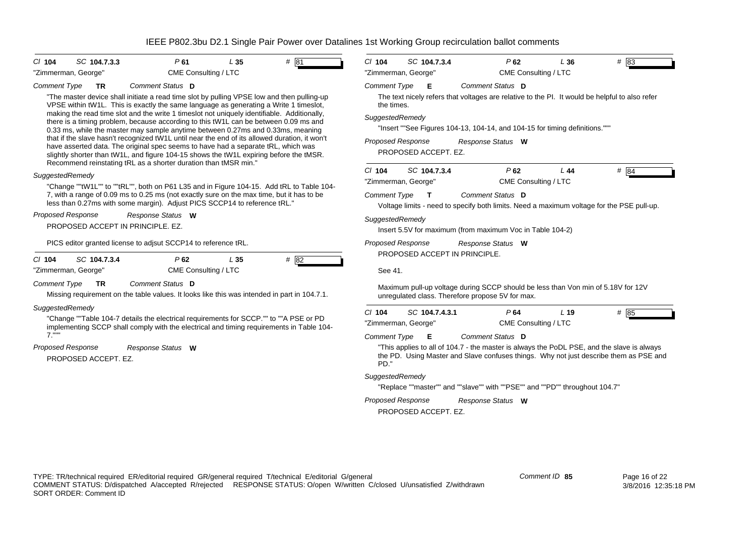IEEE P802.3bu D2.1 Single Pair Power over Datalines 1st Working Group recirculation ballot comments

---

**Cl** 104 **SC** 104.7.3.3 **P** 61 **L** 35 **#** 81

"Zimmerman, George" CME Consulting / LTC

*Comment Type* **TR** *Comment Status* **D**

"The master device shall initiate a read time slot by pulling VPSE low and then pulling-up VPSE within tW1L. This is exactly the same language as generating a Write 1 timeslot, making the read time slot and the write 1 timeslot not uniquely identifiable. Additionally, there is a timing problem, because according to this tW1L can be between 0.09 ms and 0.33 ms, while the master may sample anytime between 0.27ms and 0.33ms, meaning that if the slave hasn't recognized tW1L until near the end of its allowed duration, it won't have asserted data. The original spec seems to have had a separate tRL, which was slightly shorter than tW1L, and figure 104-15 shows the tW1L expiring before the tMSR. Recommend reinstating tRL as a shorter duration than tMSR min."

*SuggestedRemedy*

"Change ""tW1L"" to ""tRL"", both on P61 L35 and in Figure 104-15. Add tRL to Table 104-7, with a range of 0.09 ms to 0.25 ms (not exactly sure on the max time, but it has to be less than 0.27ms with some margin). Adjust PICS SCCP14 to reference tRL."

*Proposed Response* *Response Status* **W**

PROPOSED ACCEPT IN PRINCIPLE. EZ.

PICS editor granted license to adjsut SCCP14 to reference tRL.

---

**Cl** 104 **SC** 104.7.3.4 **P** 62 **L** 35 **#** 82

"Zimmerman, George" CME Consulting / LTC

*Comment Type* **TR** *Comment Status* **D**

Missing requirement on the table values. It looks like this was intended in part in 104.7.1.

*SuggestedRemedy*

"Change ""Table 104-7 details the electrical requirements for SCCP."" to ""A PSE or PD implementing SCCP shall comply with the electrical and timing requirements in Table 104-7."""

*Proposed Response* *Response Status* **W**

PROPOSED ACCEPT. EZ.

---

**Cl** 104 **SC** 104.7.3.4 **P** 62 **L** 36 **#** 83

"Zimmerman, George" CME Consulting / LTC

*Comment Type* **E** *Comment Status* **D**

The text nicely refers that voltages are relative to the PI. It would be helpful to also refer the times.

*SuggestedRemedy*

"Insert ""See Figures 104-13, 104-14, and 104-15 for timing definitions."""

*Proposed Response* *Response Status* **W**

PROPOSED ACCEPT. EZ.

---

**Cl** 104 **SC** 104.7.3.4 **P** 62 **L** 44 **#** 84

"Zimmerman, George" CME Consulting / LTC

*Comment Type* **T** *Comment Status* **D**

Voltage limits - need to specify both limits. Need a maximum voltage for the PSE pull-up.

*SuggestedRemedy*

Insert 5.5V for maximum (from maximum Voc in Table 104-2)

*Proposed Response* *Response Status* **W**

PROPOSED ACCEPT IN PRINCIPLE.

See 41.

Maximum pull-up voltage during SCCP should be less than Von min of 5.18V for 12V unregulated class. Therefore propose 5V for max.

---

**Cl** 104 **SC** 104.7.4.3.1 **P** 64 **L** 19 **#** 85

"Zimmerman, George" CME Consulting / LTC

*Comment Type* **E** *Comment Status* **D**

"This applies to all of 104.7 - the master is always the PoDL PSE, and the slave is always the PD. Using Master and Slave confuses things. Why not just describe them as PSE and PD."

*SuggestedRemedy*

"Replace ""master"" and ""slave"" with ""PSE"" and ""PD"" throughout 104.7"

*Proposed Response* *Response Status* **W**

PROPOSED ACCEPT. EZ.

---

TYPE: TR/technical required ER/editorial required GR/general required T/technical E/editorial G/general
COMMENT STATUS: D/dispatched A/accepted R/rejected RESPONSE STATUS: O/open W/written C/closed U/unsatisfied Z/withdrawn
SORT ORDER: Comment ID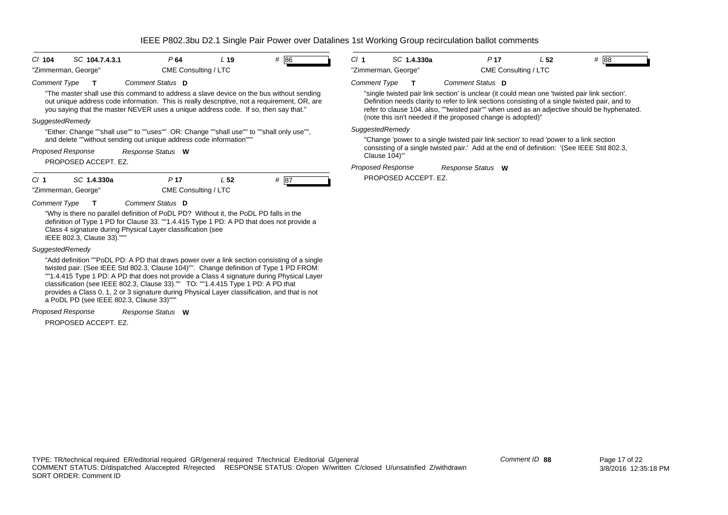| *Cl* **104** | *SC* **104.7.4.3.1** | *P* **64** | *L* **19** | # 86 |
|---|---|---|---|---|
| "Zimmerman, George" | | CME Consulting / LTC | | |

*Comment Type* **T** *Comment Status* **D**

"The master shall use this command to address a slave device on the bus without sending out unique address code information. This is really descriptive, not a requirement, OR, are you saying that the master NEVER uses a unique address code. If so, then say that."

*SuggestedRemedy*

"Either: Change ""shall use"" to ""uses"" OR: Change ""shall use"" to ""shall only use"", and delete ""without sending out unique address code information"""

*Proposed Response* *Response Status* **W**

PROPOSED ACCEPT. EZ.

---

| *Cl* **1** | *SC* **1.4.330a** | *P* **17** | *L* **52** | # 87 |
|---|---|---|---|---|
| "Zimmerman, George" | | CME Consulting / LTC | | |

*Comment Type* **T** *Comment Status* **D**

"Why is there no parallel definition of PoDL PD? Without it, the PoDL PD falls in the definition of Type 1 PD for Clause 33. ""1.4.415 Type 1 PD: A PD that does not provide a Class 4 signature during Physical Layer classification (see IEEE 802.3, Clause 33)."""

*SuggestedRemedy*

"Add definition ""PoDL PD: A PD that draws power over a link section consisting of a single twisted pair. (See IEEE Std 802.3, Clause 104)"". Change definition of Type 1 PD FROM: ""1.4.415 Type 1 PD: A PD that does not provide a Class 4 signature during Physical Layer classification (see IEEE 802.3, Clause 33)."" TO: ""1.4.415 Type 1 PD: A PD that provides a Class 0, 1, 2 or 3 signature during Physical Layer classification, and that is not a PoDL PD (see IEEE 802.3, Clause 33)"""

*Proposed Response* *Response Status* **W**

PROPOSED ACCEPT. EZ.

---

| *Cl* **1** | *SC* **1.4.330a** | *P* **17** | *L* **52** | # 88 |
|---|---|---|---|---|
| "Zimmerman, George" | | CME Consulting / LTC | | |

*Comment Type* **T** *Comment Status* **D**

"single twisted pair link section' is unclear (it could mean one 'twisted pair link section'. Definition needs clarity to refer to link sections consisting of a single twisted pair, and to refer to clause 104. also, ""twisted pair"" when used as an adjective should be hyphenated. (note this isn't needed if the proposed change is adopted)"

*SuggestedRemedy*

"Change 'power to a single twisted pair link section' to read 'power to a link section consisting of a single twisted pair.' Add at the end of definition: '(See IEEE Std 802.3, Clause 104)'"

*Proposed Response* *Response Status* **W**

PROPOSED ACCEPT. EZ.

---

TYPE: TR/technical required ER/editorial required GR/general required T/technical E/editorial G/general
COMMENT STATUS: D/dispatched A/accepted R/rejected RESPONSE STATUS: O/open W/written C/closed U/unsatisfied Z/withdrawn
SORT ORDER: Comment ID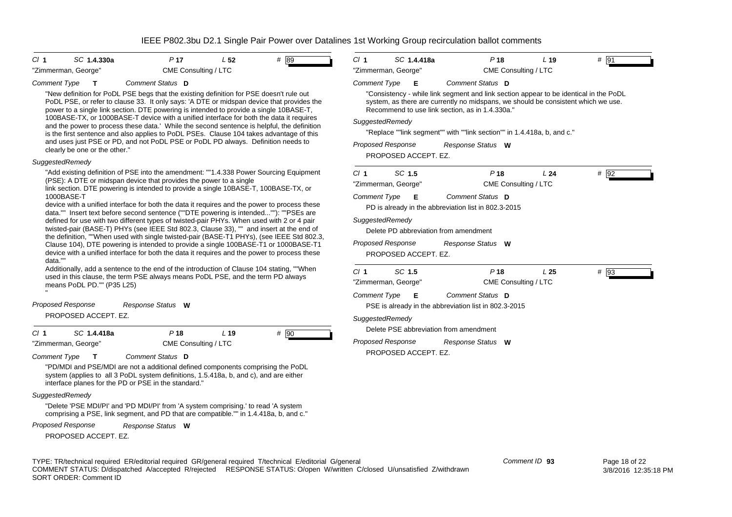# IEEE P802.3bu D2.1 Single Pair Power over Datalines 1st Working Group recirculation ballot comments

**Cl** 1 **SC** 1.4.330a **P** 17 **L** 52 **#** 89

"Zimmerman, George" — CME Consulting / LTC

*Comment Type* **T** *Comment Status* **D**

"New definition for PoDL PSE begs that the existing definition for PSE doesn't rule out PoDL PSE, or refer to clause 33. It only says: 'A DTE or midspan device that provides the power to a single link section. DTE powering is intended to provide a single 10BASE-T, 100BASE-TX, or 1000BASE-T device with a unified interface for both the data it requires and the power to process these data.' While the second sentence is helpful, the definition is the first sentence and also applies to PoDL PSEs. Clause 104 takes advantage of this and uses just PSE or PD, and not PoDL PSE or PoDL PD always. Definition needs to clearly be one or the other."

*SuggestedRemedy*

"Add existing definition of PSE into the amendment: ""1.4.338 Power Sourcing Equipment (PSE): A DTE or midspan device that provides the power to a single link section. DTE powering is intended to provide a single 10BASE-T, 100BASE-TX, or 1000BASE-T device with a unified interface for both the data it requires and the power to process these data."" Insert text before second sentence (""DTE powering is intended...""): ""PSEs are defined for use with two different types of twisted-pair PHYs. When used with 2 or 4 pair twisted-pair (BASE-T) PHYs (see IEEE Std 802.3, Clause 33), "" and insert at the end of the definition, ""When used with single twisted-pair (BASE-T1 PHYs), (see IEEE Std 802.3, Clause 104), DTE powering is intended to provide a single 100BASE-T1 or 1000BASE-T1 device with a unified interface for both the data it requires and the power to process these data.""
Additionally, add a sentence to the end of the introduction of Clause 104 stating, ""When used in this clause, the term PSE always means PoDL PSE, and the term PD always means PoDL PD."" (P35 L25)
"

*Proposed Response* *Response Status* **W**

PROPOSED ACCEPT. EZ.

---

**Cl** 1 **SC** 1.4.418a **P** 18 **L** 19 **#** 90

"Zimmerman, George" — CME Consulting / LTC

*Comment Type* **T** *Comment Status* **D**

"PD/MDI and PSE/MDI are not a additional defined components comprising the PoDL system (applies to all 3 PoDL system definitions, 1.5.418a, b, and c), and are either interface planes for the PD or PSE in the standard."

*SuggestedRemedy*

"Delete 'PSE MDI/PI' and 'PD MDI/PI' from 'A system comprising.' to read 'A system comprising a PSE, link segment, and PD that are compatible."" in 1.4.418a, b, and c."

*Proposed Response* *Response Status* **W**

PROPOSED ACCEPT. EZ.

---

**Cl** 1 **SC** 1.4.418a **P** 18 **L** 19 **#** 91

"Zimmerman, George" — CME Consulting / LTC

*Comment Type* **E** *Comment Status* **D**

"Consistency - while link segment and link section appear to be identical in the PoDL system, as there are currently no midspans, we should be consistent which we use. Recommend to use link section, as in 1.4.330a."

*SuggestedRemedy*

"Replace ""link segment"" with ""link section"" in 1.4.418a, b, and c."

*Proposed Response* *Response Status* **W**

PROPOSED ACCEPT. EZ.

---

**Cl** 1 **SC** 1.5 **P** 18 **L** 24 **#** 92

"Zimmerman, George" — CME Consulting / LTC

*Comment Type* **E** *Comment Status* **D**

PD is already in the abbreviation list in 802.3-2015

*SuggestedRemedy*

Delete PD abbreviation from amendment

*Proposed Response* *Response Status* **W**

PROPOSED ACCEPT. EZ.

---

**Cl** 1 **SC** 1.5 **P** 18 **L** 25 **#** 93

"Zimmerman, George" — CME Consulting / LTC

*Comment Type* **E** *Comment Status* **D**

PSE is already in the abbreviation list in 802.3-2015

*SuggestedRemedy*

Delete PSE abbreviation from amendment

*Proposed Response* *Response Status* **W**

PROPOSED ACCEPT. EZ.

---

TYPE: TR/technical required ER/editorial required GR/general required T/technical E/editorial G/general
COMMENT STATUS: D/dispatched A/accepted R/rejected RESPONSE STATUS: O/open W/written C/closed U/unsatisfied Z/withdrawn
SORT ORDER: Comment ID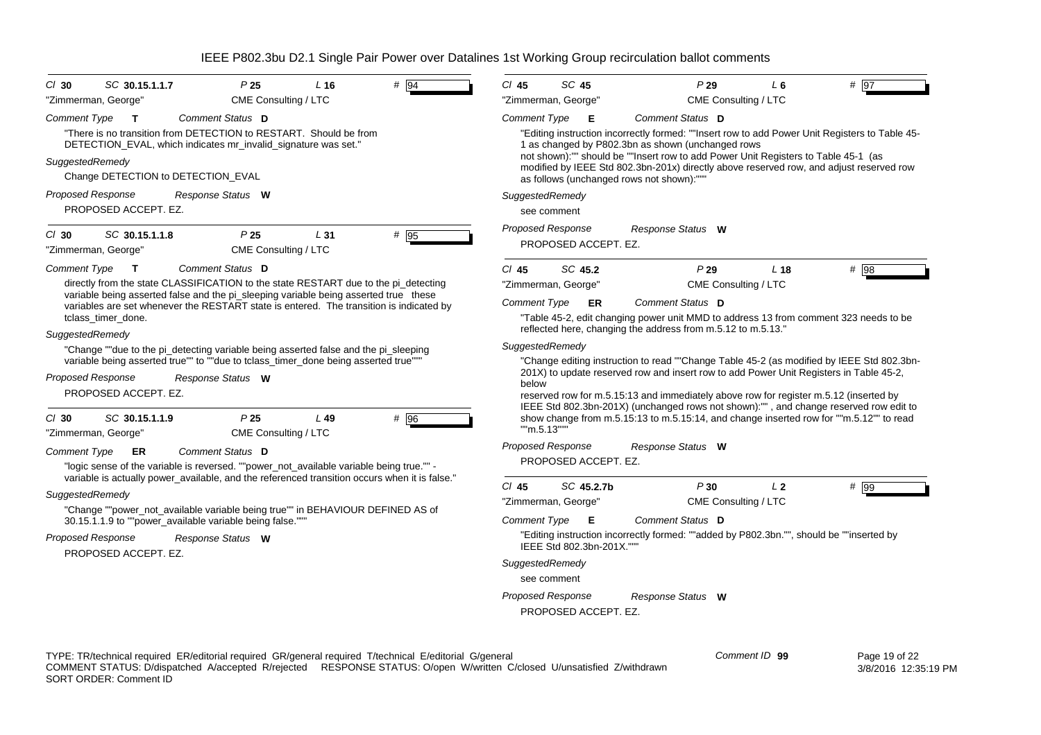# IEEE P802.3bu D2.1 Single Pair Power over Datalines 1st Working Group recirculation ballot comments

**Cl** 30 **SC** 30.15.1.1.7 **P** 25 **L** 16 **#** 94

"Zimmerman, George" CME Consulting / LTC

*Comment Type* **T** *Comment Status* **D**

"There is no transition from DETECTION to RESTART. Should be from DETECTION_EVAL, which indicates mr_invalid_signature was set."

*SuggestedRemedy*

Change DETECTION to DETECTION_EVAL

*Proposed Response* *Response Status* **W**

PROPOSED ACCEPT. EZ.

---

**Cl** 30 **SC** 30.15.1.1.8 **P** 25 **L** 31 **#** 95

"Zimmerman, George" CME Consulting / LTC

*Comment Type* **T** *Comment Status* **D**

directly from the state CLASSIFICATION to the state RESTART due to the pi_detecting variable being asserted false and the pi_sleeping variable being asserted true these variables are set whenever the RESTART state is entered. The transition is indicated by tclass_timer_done.

*SuggestedRemedy*

"Change ""due to the pi_detecting variable being asserted false and the pi_sleeping variable being asserted true"" to ""due to tclass_timer_done being asserted true"""

*Proposed Response* *Response Status* **W**

PROPOSED ACCEPT. EZ.

---

**Cl** 30 **SC** 30.15.1.1.9 **P** 25 **L** 49 **#** 96

"Zimmerman, George" CME Consulting / LTC

*Comment Type* **ER** *Comment Status* **D**

"logic sense of the variable is reversed. ""power_not_available variable being true."" - variable is actually power_available, and the referenced transition occurs when it is false."

*SuggestedRemedy*

"Change ""power_not_available variable being true"" in BEHAVIOUR DEFINED AS of 30.15.1.1.9 to ""power_available variable being false."""

*Proposed Response* *Response Status* **W**

PROPOSED ACCEPT. EZ.

---

**Cl** 45 **SC** 45 **P** 29 **L** 6 **#** 97

"Zimmerman, George" CME Consulting / LTC

*Comment Type* **E** *Comment Status* **D**

"Editing instruction incorrectly formed: ""Insert row to add Power Unit Registers to Table 45-1 as changed by P802.3bn as shown (unchanged rows not shown):"" should be ""Insert row to add Power Unit Registers to Table 45-1 (as modified by IEEE Std 802.3bn-201x) directly above reserved row, and adjust reserved row as follows (unchanged rows not shown):"""

*SuggestedRemedy*

see comment

*Proposed Response* *Response Status* **W**

PROPOSED ACCEPT. EZ.

---

**Cl** 45 **SC** 45.2 **P** 29 **L** 18 **#** 98

"Zimmerman, George" CME Consulting / LTC

*Comment Type* **ER** *Comment Status* **D**

"Table 45-2, edit changing power unit MMD to address 13 from comment 323 needs to be reflected here, changing the address from m.5.12 to m.5.13."

*SuggestedRemedy*

"Change editing instruction to read ""Change Table 45-2 (as modified by IEEE Std 802.3bn-201X) to update reserved row and insert row to add Power Unit Registers in Table 45-2, below reserved row for m.5.15:13 and immediately above row for register m.5.12 (inserted by IEEE Std 802.3bn-201X) (unchanged rows not shown):"" , and change reserved row edit to show change from m.5.15:13 to m.5.15:14, and change inserted row for ""m.5.12"" to read ""m.5.13"""

*Proposed Response* *Response Status* **W**

PROPOSED ACCEPT. EZ.

---

**Cl** 45 **SC** 45.2.7b **P** 30 **L** 2 **#** 99

"Zimmerman, George" CME Consulting / LTC

*Comment Type* **E** *Comment Status* **D**

"Editing instruction incorrectly formed: ""added by P802.3bn."", should be ""inserted by IEEE Std 802.3bn-201X."""

*SuggestedRemedy*

see comment

*Proposed Response* *Response Status* **W**

PROPOSED ACCEPT. EZ.

---

TYPE: TR/technical required ER/editorial required GR/general required T/technical E/editorial G/general
COMMENT STATUS: D/dispatched A/accepted R/rejected RESPONSE STATUS: O/open W/written C/closed U/unsatisfied Z/withdrawn
SORT ORDER: Comment ID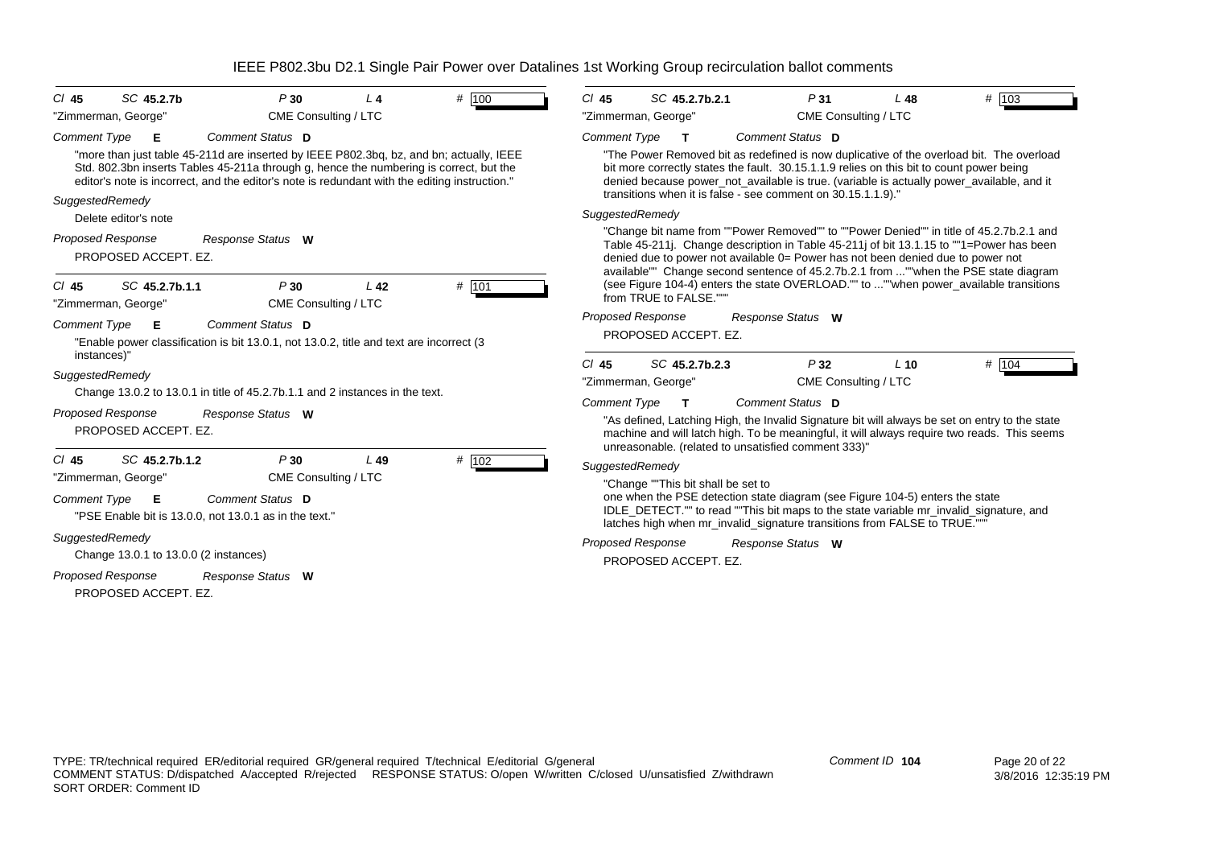# IEEE P802.3bu D2.1 Single Pair Power over Datalines 1st Working Group recirculation ballot comments

**Cl** 45 **SC** 45.2.7b **P** 30 **L** 4 **#** 100

"Zimmerman, George" CME Consulting / LTC

*Comment Type* **E** *Comment Status* **D**

"more than just table 45-211d are inserted by IEEE P802.3bq, bz, and bn; actually, IEEE Std. 802.3bn inserts Tables 45-211a through g, hence the numbering is correct, but the editor's note is incorrect, and the editor's note is redundant with the editing instruction."

*SuggestedRemedy*

Delete editor's note

*Proposed Response* *Response Status* **W**

PROPOSED ACCEPT. EZ.

---

**Cl** 45 **SC** 45.2.7b.1.1 **P** 30 **L** 42 **#** 101

"Zimmerman, George" CME Consulting / LTC

*Comment Type* **E** *Comment Status* **D**

"Enable power classification is bit 13.0.1, not 13.0.2, title and text are incorrect (3 instances)"

*SuggestedRemedy*

Change 13.0.2 to 13.0.1 in title of 45.2.7b.1.1 and 2 instances in the text.

*Proposed Response* *Response Status* **W**

PROPOSED ACCEPT. EZ.

---

**Cl** 45 **SC** 45.2.7b.1.2 **P** 30 **L** 49 **#** 102

"Zimmerman, George" CME Consulting / LTC

*Comment Type* **E** *Comment Status* **D**

"PSE Enable bit is 13.0.0, not 13.0.1 as in the text."

*SuggestedRemedy*

Change 13.0.1 to 13.0.0 (2 instances)

*Proposed Response* *Response Status* **W**

PROPOSED ACCEPT. EZ.

---

**Cl** 45 **SC** 45.2.7b.2.1 **P** 31 **L** 48 **#** 103

"Zimmerman, George" CME Consulting / LTC

*Comment Type* **T** *Comment Status* **D**

"The Power Removed bit as redefined is now duplicative of the overload bit. The overload bit more correctly states the fault. 30.15.1.1.9 relies on this bit to count power being denied because power_not_available is true. (variable is actually power_available, and it transitions when it is false - see comment on 30.15.1.1.9)."

*SuggestedRemedy*

"Change bit name from ""Power Removed"" to ""Power Denied"" in title of 45.2.7b.2.1 and Table 45-211j. Change description in Table 45-211j of bit 13.1.15 to ""1=Power has been denied due to power not available 0= Power has not been denied due to power not available"" Change second sentence of 45.2.7b.2.1 from ...""when the PSE state diagram (see Figure 104-4) enters the state OVERLOAD."" to ...""when power_available transitions from TRUE to FALSE."""

*Proposed Response* *Response Status* **W**

PROPOSED ACCEPT. EZ.

---

**Cl** 45 **SC** 45.2.7b.2.3 **P** 32 **L** 10 **#** 104

"Zimmerman, George" CME Consulting / LTC

*Comment Type* **T** *Comment Status* **D**

"As defined, Latching High, the Invalid Signature bit will always be set on entry to the state machine and will latch high. To be meaningful, it will always require two reads. This seems unreasonable. (related to unsatisfied comment 333)"

*SuggestedRemedy*

"Change ""This bit shall be set to one when the PSE detection state diagram (see Figure 104-5) enters the state IDLE_DETECT."" to read ""This bit maps to the state variable mr_invalid_signature, and latches high when mr_invalid_signature transitions from FALSE to TRUE."""

*Proposed Response* *Response Status* **W**

PROPOSED ACCEPT. EZ.

---

TYPE: TR/technical required ER/editorial required GR/general required T/technical E/editorial G/general
COMMENT STATUS: D/dispatched A/accepted R/rejected RESPONSE STATUS: O/open W/written C/closed U/unsatisfied Z/withdrawn
SORT ORDER: Comment ID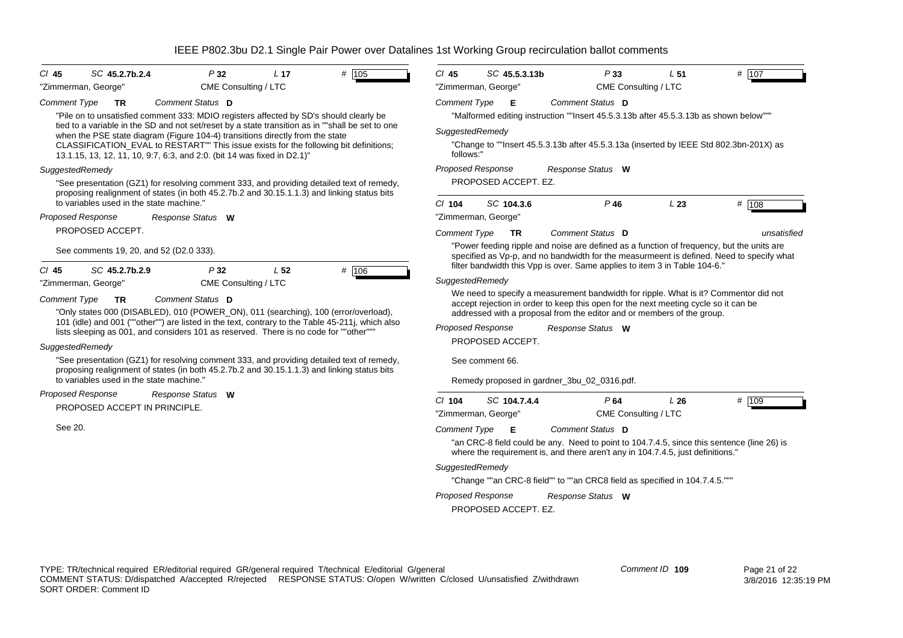# IEEE P802.3bu D2.1 Single Pair Power over Datalines 1st Working Group recirculation ballot comments

---

**Cl** 45 **SC** 45.2.7b.2.4 **P** 32 **L** 17 **#** 105

"Zimmerman, George" CME Consulting / LTC

*Comment Type* **TR** *Comment Status* **D**

"Pile on to unsatisfied comment 333: MDIO registers affected by SD's should clearly be tied to a variable in the SD and not set/reset by a state transition as in ""shall be set to one when the PSE state diagram (Figure 104-4) transitions directly from the state CLASSIFICATION_EVAL to RESTART"" This issue exists for the following bit definitions; 13.1.15, 13, 12, 11, 10, 9:7, 6:3, and 2:0. (bit 14 was fixed in D2.1)"

*SuggestedRemedy*

"See presentation (GZ1) for resolving comment 333, and providing detailed text of remedy, proposing realignment of states (in both 45.2.7b.2 and 30.15.1.1.3) and linking status bits to variables used in the state machine."

*Proposed Response* *Response Status* **W**

PROPOSED ACCEPT.

See comments 19, 20, and 52 (D2.0 333).

---

**Cl** 45 **SC** 45.2.7b.2.9 **P** 32 **L** 52 **#** 106

"Zimmerman, George" CME Consulting / LTC

*Comment Type* **TR** *Comment Status* **D**

"Only states 000 (DISABLED), 010 (POWER_ON), 011 (searching), 100 (error/overload), 101 (idle) and 001 (""other"") are listed in the text, contrary to the Table 45-211j, which also lists sleeping as 001, and considers 101 as reserved. There is no code for ""other"""

*SuggestedRemedy*

"See presentation (GZ1) for resolving comment 333, and providing detailed text of remedy, proposing realignment of states (in both 45.2.7b.2 and 30.15.1.1.3) and linking status bits to variables used in the state machine."

*Proposed Response* *Response Status* **W**

PROPOSED ACCEPT IN PRINCIPLE.

See 20.

---

**Cl** 45 **SC** 45.5.3.13b **P** 33 **L** 51 **#** 107

"Zimmerman, George" CME Consulting / LTC

*Comment Type* **E** *Comment Status* **D**

"Malformed editing instruction ""Insert 45.5.3.13b after 45.5.3.13b as shown below"""

*SuggestedRemedy*

"Change to ""Insert 45.5.3.13b after 45.5.3.13a (inserted by IEEE Std 802.3bn-201X) as follows:"

*Proposed Response* *Response Status* **W**

PROPOSED ACCEPT. EZ.

---

**Cl** 104 **SC** 104.3.6 **P** 46 **L** 23 **#** 108

"Zimmerman, George"

*Comment Type* **TR** *Comment Status* **D** unsatisfied

"Power feeding ripple and noise are defined as a function of frequency, but the units are specified as Vp-p, and no bandwidth for the measurmeent is defined. Need to specify what filter bandwidth this Vpp is over. Same applies to item 3 in Table 104-6."

*SuggestedRemedy*

We need to specify a measurement bandwidth for ripple. What is it? Commentor did not accept rejection in order to keep this open for the next meeting cycle so it can be addressed with a proposal from the editor and or members of the group.

*Proposed Response* *Response Status* **W**

PROPOSED ACCEPT.

See comment 66.

Remedy proposed in gardner_3bu_02_0316.pdf.

---

**Cl** 104 **SC** 104.7.4.4 **P** 64 **L** 26 **#** 109

"Zimmerman, George" CME Consulting / LTC

*Comment Type* **E** *Comment Status* **D**

"an CRC-8 field could be any. Need to point to 104.7.4.5, since this sentence (line 26) is where the requirement is, and there aren't any in 104.7.4.5, just definitions."

*SuggestedRemedy*

"Change ""an CRC-8 field"" to ""an CRC8 field as specified in 104.7.4.5."""

*Proposed Response* *Response Status* **W**

PROPOSED ACCEPT. EZ.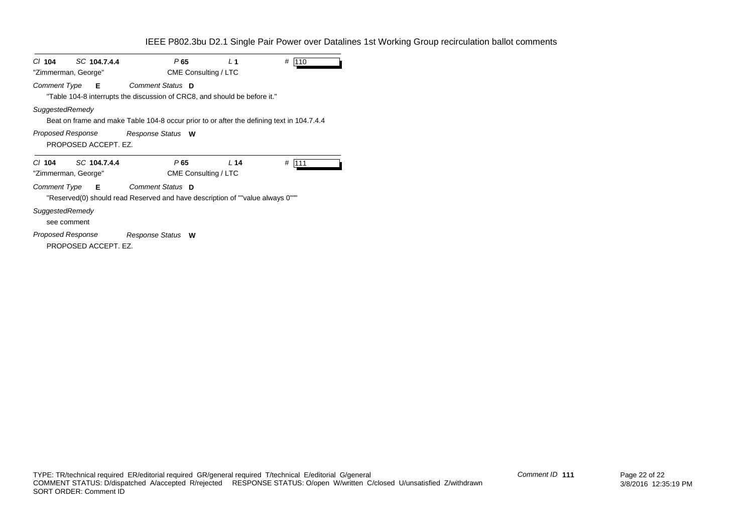| *Cl* **104** | *SC* **104.7.4.4** | *P* **65** | *L* **1** | # 110 |
| --- | --- | --- | --- | --- |

"Zimmerman, George" CME Consulting / LTC

*Comment Type* **E** *Comment Status* **D**

"Table 104-8 interrupts the discussion of CRC8, and should be before it."

*SuggestedRemedy*

Beat on frame and make Table 104-8 occur prior to or after the defining text in 104.7.4.4

*Proposed Response* *Response Status* **W**

PROPOSED ACCEPT. EZ.

| *Cl* **104** | *SC* **104.7.4.4** | *P* **65** | *L* **14** | # 111 |
| --- | --- | --- | --- | --- |

"Zimmerman, George" CME Consulting / LTC

*Comment Type* **E** *Comment Status* **D**

"Reserved(0) should read Reserved and have description of ""value always 0"""

*SuggestedRemedy*

see comment

*Proposed Response* *Response Status* **W**

PROPOSED ACCEPT. EZ.

TYPE: TR/technical required ER/editorial required GR/general required T/technical E/editorial G/general
COMMENT STATUS: D/dispatched A/accepted R/rejected RESPONSE STATUS: O/open W/written C/closed U/unsatisfied Z/withdrawn
SORT ORDER: Comment ID